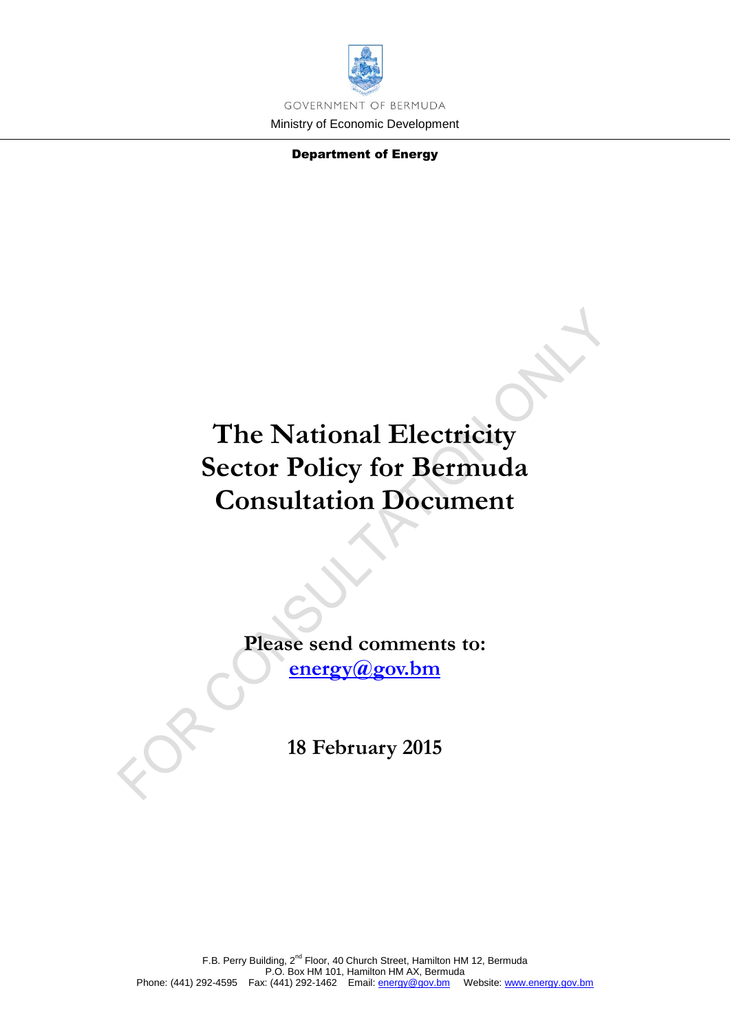GOVERNMENT OF BERMUDA

Ministry of Economic Development

**Department of Energy**

# The National Electricity Sector Policy for Bermuda Consultation Document

**Please send comments to:**
**energy@gov.bm**

**18 February 2015**

FOR CONSULTATION ONLY

F.B. Perry Building, 2nd Floor, 40 Church Street, Hamilton HM 12, Bermuda
P.O. Box HM 101, Hamilton HM AX, Bermuda
Phone: (441) 292-4595 Fax: (441) 292-1462 Email: energy@gov.bm Website: www.energy.gov.bm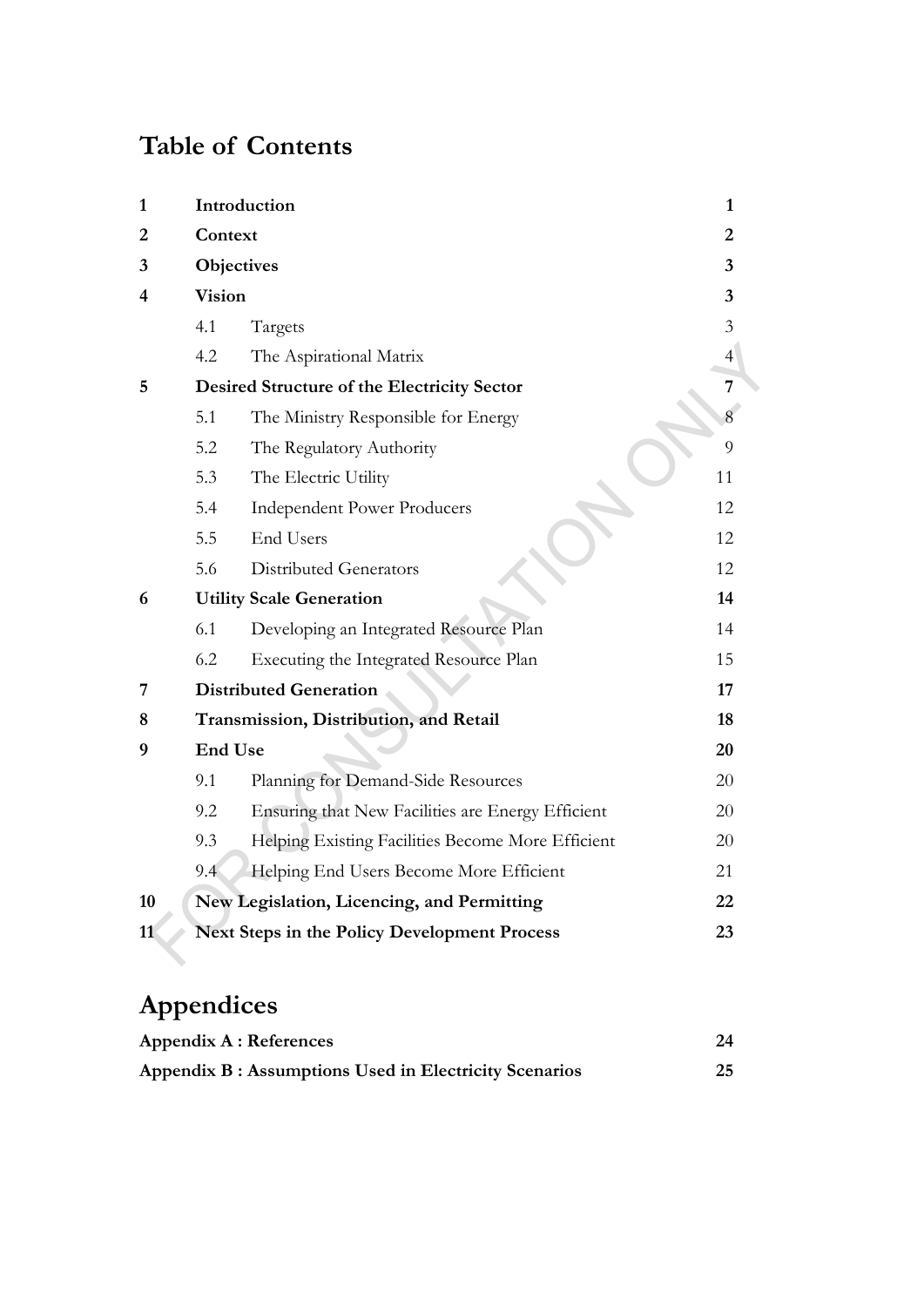# Table of Contents

| | | | |
|---|---|---|---|
| **1** | **Introduction** | | **1** |
| **2** | **Context** | | **2** |
| **3** | **Objectives** | | **3** |
| **4** | **Vision** | | **3** |
| | 4.1 | Targets | 3 |
| | 4.2 | The Aspirational Matrix | 4 |
| **5** | **Desired Structure of the Electricity Sector** | | **7** |
| | 5.1 | The Ministry Responsible for Energy | 8 |
| | 5.2 | The Regulatory Authority | 9 |
| | 5.3 | The Electric Utility | 11 |
| | 5.4 | Independent Power Producers | 12 |
| | 5.5 | End Users | 12 |
| | 5.6 | Distributed Generators | 12 |
| **6** | **Utility Scale Generation** | | **14** |
| | 6.1 | Developing an Integrated Resource Plan | 14 |
| | 6.2 | Executing the Integrated Resource Plan | 15 |
| **7** | **Distributed Generation** | | **17** |
| **8** | **Transmission, Distribution, and Retail** | | **18** |
| **9** | **End Use** | | **20** |
| | 9.1 | Planning for Demand-Side Resources | 20 |
| | 9.2 | Ensuring that New Facilities are Energy Efficient | 20 |
| | 9.3 | Helping Existing Facilities Become More Efficient | 20 |
| | 9.4 | Helping End Users Become More Efficient | 21 |
| **10** | **New Legislation, Licencing, and Permitting** | | **22** |
| **11** | **Next Steps in the Policy Development Process** | | **23** |

# Appendices

| | |
|---|---|
| **Appendix A : References** | **24** |
| **Appendix B : Assumptions Used in Electricity Scenarios** | **25** |

FOR CONSULTATION ONLY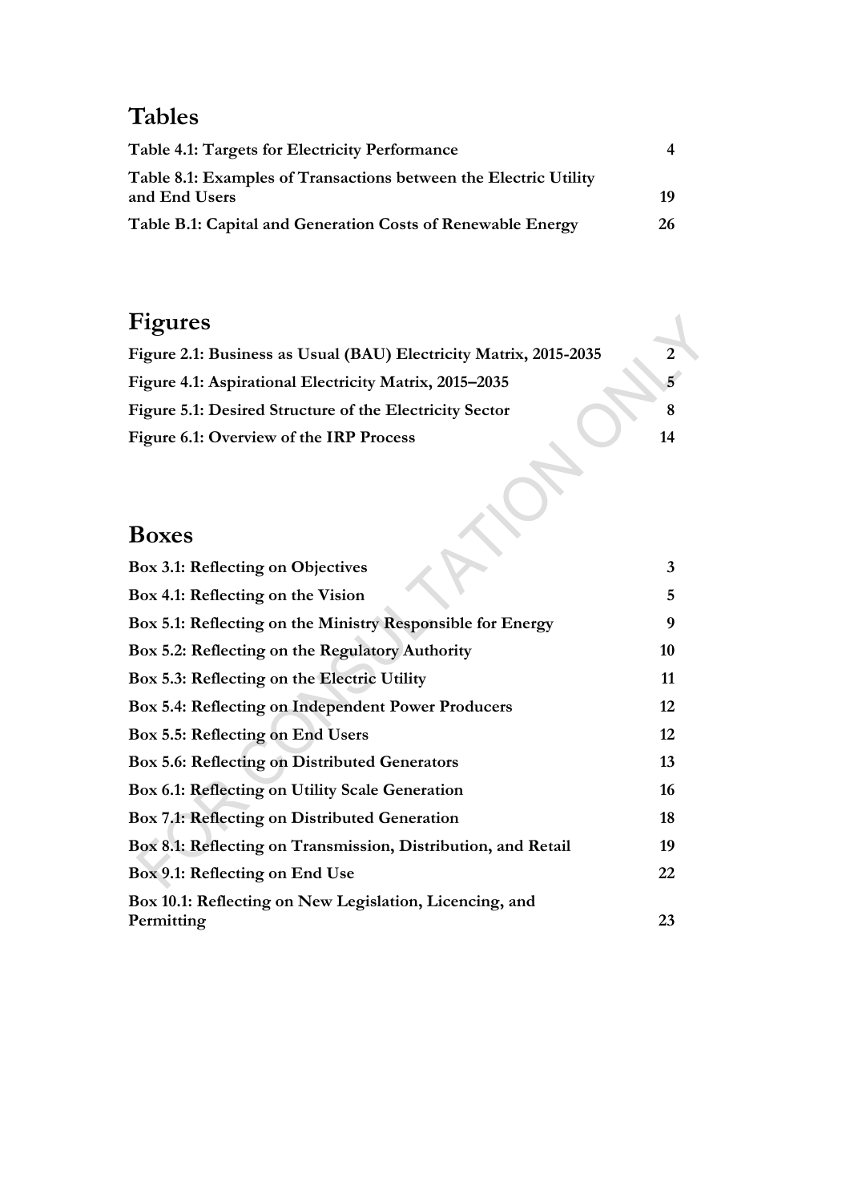## Tables

| | |
|---|---|
| **Table 4.1: Targets for Electricity Performance** | **4** |
| **Table 8.1: Examples of Transactions between the Electric Utility and End Users** | **19** |
| **Table B.1: Capital and Generation Costs of Renewable Energy** | **26** |

## Figures

| | |
|---|---|
| **Figure 2.1: Business as Usual (BAU) Electricity Matrix, 2015-2035** | **2** |
| **Figure 4.1: Aspirational Electricity Matrix, 2015–2035** | **5** |
| **Figure 5.1: Desired Structure of the Electricity Sector** | **8** |
| **Figure 6.1: Overview of the IRP Process** | **14** |

## Boxes

| | |
|---|---|
| **Box 3.1: Reflecting on Objectives** | **3** |
| **Box 4.1: Reflecting on the Vision** | **5** |
| **Box 5.1: Reflecting on the Ministry Responsible for Energy** | **9** |
| **Box 5.2: Reflecting on the Regulatory Authority** | **10** |
| **Box 5.3: Reflecting on the Electric Utility** | **11** |
| **Box 5.4: Reflecting on Independent Power Producers** | **12** |
| **Box 5.5: Reflecting on End Users** | **12** |
| **Box 5.6: Reflecting on Distributed Generators** | **13** |
| **Box 6.1: Reflecting on Utility Scale Generation** | **16** |
| **Box 7.1: Reflecting on Distributed Generation** | **18** |
| **Box 8.1: Reflecting on Transmission, Distribution, and Retail** | **19** |
| **Box 9.1: Reflecting on End Use** | **22** |
| **Box 10.1: Reflecting on New Legislation, Licencing, and Permitting** | **23** |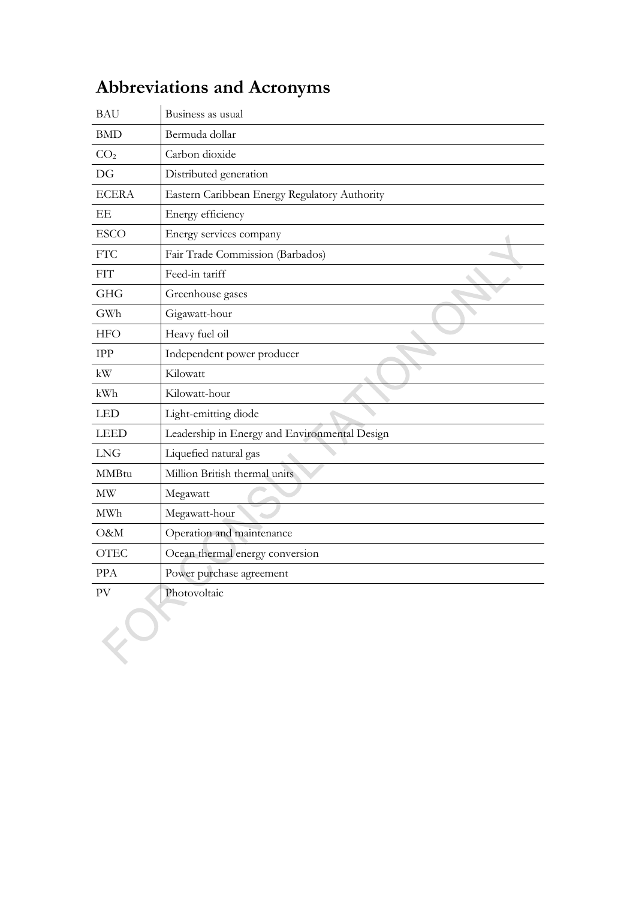# Abbreviations and Acronyms

| | |
|---|---|
| BAU | Business as usual |
| BMD | Bermuda dollar |
| $CO_2$ | Carbon dioxide |
| DG | Distributed generation |
| ECERA | Eastern Caribbean Energy Regulatory Authority |
| EE | Energy efficiency |
| ESCO | Energy services company |
| FTC | Fair Trade Commission (Barbados) |
| FIT | Feed-in tariff |
| GHG | Greenhouse gases |
| GWh | Gigawatt-hour |
| HFO | Heavy fuel oil |
| IPP | Independent power producer |
| kW | Kilowatt |
| kWh | Kilowatt-hour |
| LED | Light-emitting diode |
| LEED | Leadership in Energy and Environmental Design |
| LNG | Liquefied natural gas |
| MMBtu | Million British thermal units |
| MW | Megawatt |
| MWh | Megawatt-hour |
| O&M | Operation and maintenance |
| OTEC | Ocean thermal energy conversion |
| PPA | Power purchase agreement |
| PV | Photovoltaic |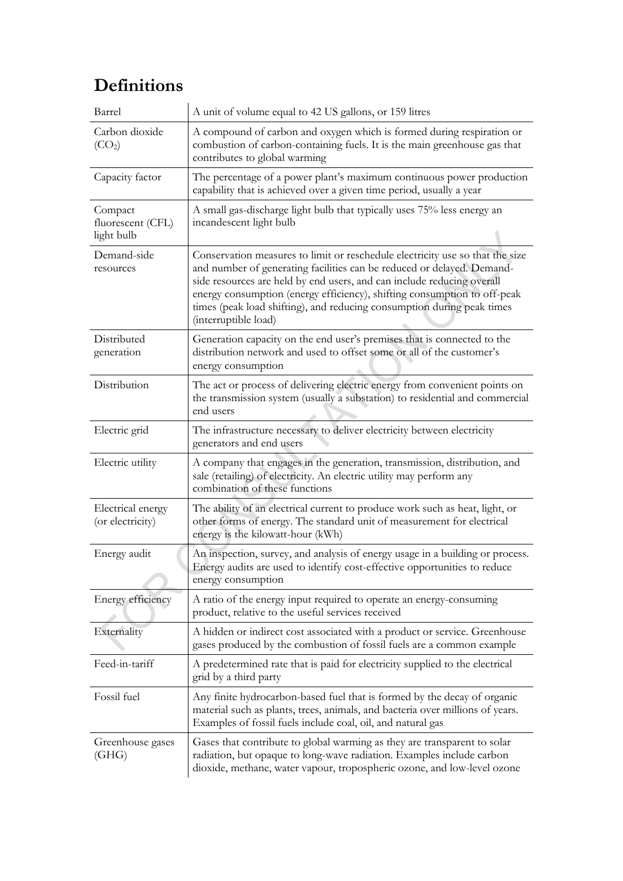# Definitions

| | |
|---|---|
| Barrel | A unit of volume equal to 42 US gallons, or 159 litres |
| Carbon dioxide ($CO_2$) | A compound of carbon and oxygen which is formed during respiration or combustion of carbon-containing fuels. It is the main greenhouse gas that contributes to global warming |
| Capacity factor | The percentage of a power plant's maximum continuous power production capability that is achieved over a given time period, usually a year |
| Compact fluorescent (CFL) light bulb | A small gas-discharge light bulb that typically uses 75% less energy an incandescent light bulb |
| Demand-side resources | Conservation measures to limit or reschedule electricity use so that the size and number of generating facilities can be reduced or delayed. Demand-side resources are held by end users, and can include reducing overall energy consumption (energy efficiency), shifting consumption to off-peak times (peak load shifting), and reducing consumption during peak times (interruptible load) |
| Distributed generation | Generation capacity on the end user's premises that is connected to the distribution network and used to offset some or all of the customer's energy consumption |
| Distribution | The act or process of delivering electric energy from convenient points on the transmission system (usually a substation) to residential and commercial end users |
| Electric grid | The infrastructure necessary to deliver electricity between electricity generators and end users |
| Electric utility | A company that engages in the generation, transmission, distribution, and sale (retailing) of electricity. An electric utility may perform any combination of these functions |
| Electrical energy (or electricity) | The ability of an electrical current to produce work such as heat, light, or other forms of energy. The standard unit of measurement for electrical energy is the kilowatt-hour (kWh) |
| Energy audit | An inspection, survey, and analysis of energy usage in a building or process. Energy audits are used to identify cost-effective opportunities to reduce energy consumption |
| Energy efficiency | A ratio of the energy input required to operate an energy-consuming product, relative to the useful services received |
| Externality | A hidden or indirect cost associated with a product or service. Greenhouse gases produced by the combustion of fossil fuels are a common example |
| Feed-in-tariff | A predetermined rate that is paid for electricity supplied to the electrical grid by a third party |
| Fossil fuel | Any finite hydrocarbon-based fuel that is formed by the decay of organic material such as plants, trees, animals, and bacteria over millions of years. Examples of fossil fuels include coal, oil, and natural gas |
| Greenhouse gases (GHG) | Gases that contribute to global warming as they are transparent to solar radiation, but opaque to long-wave radiation. Examples include carbon dioxide, methane, water vapour, tropospheric ozone, and low-level ozone |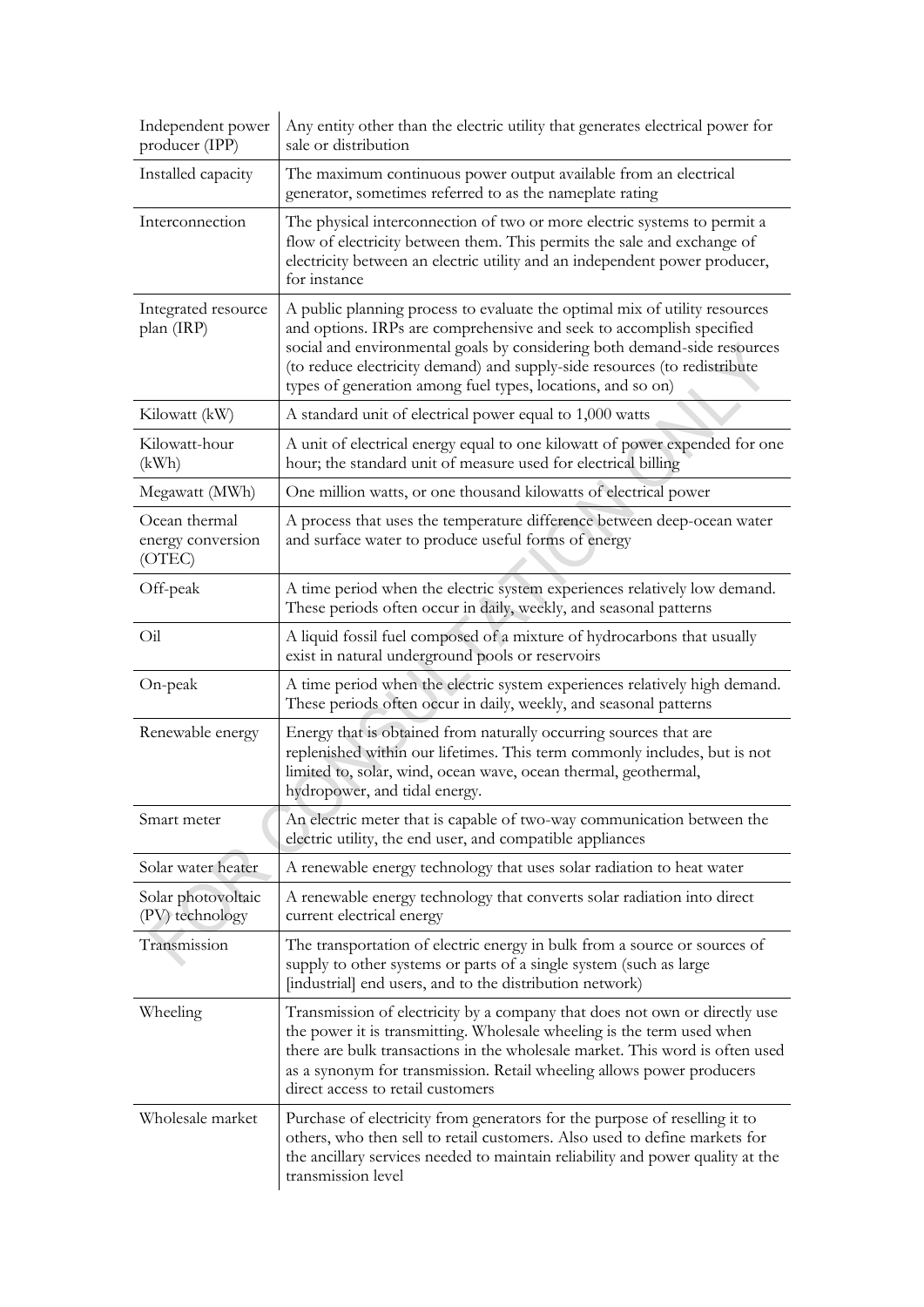| | |
|---|---|
| Independent power producer (IPP) | Any entity other than the electric utility that generates electrical power for sale or distribution |
| Installed capacity | The maximum continuous power output available from an electrical generator, sometimes referred to as the nameplate rating |
| Interconnection | The physical interconnection of two or more electric systems to permit a flow of electricity between them. This permits the sale and exchange of electricity between an electric utility and an independent power producer, for instance |
| Integrated resource plan (IRP) | A public planning process to evaluate the optimal mix of utility resources and options. IRPs are comprehensive and seek to accomplish specified social and environmental goals by considering both demand-side resources (to reduce electricity demand) and supply-side resources (to redistribute types of generation among fuel types, locations, and so on) |
| Kilowatt (kW) | A standard unit of electrical power equal to 1,000 watts |
| Kilowatt-hour (kWh) | A unit of electrical energy equal to one kilowatt of power expended for one hour; the standard unit of measure used for electrical billing |
| Megawatt (MWh) | One million watts, or one thousand kilowatts of electrical power |
| Ocean thermal energy conversion (OTEC) | A process that uses the temperature difference between deep-ocean water and surface water to produce useful forms of energy |
| Off-peak | A time period when the electric system experiences relatively low demand. These periods often occur in daily, weekly, and seasonal patterns |
| Oil | A liquid fossil fuel composed of a mixture of hydrocarbons that usually exist in natural underground pools or reservoirs |
| On-peak | A time period when the electric system experiences relatively high demand. These periods often occur in daily, weekly, and seasonal patterns |
| Renewable energy | Energy that is obtained from naturally occurring sources that are replenished within our lifetimes. This term commonly includes, but is not limited to, solar, wind, ocean wave, ocean thermal, geothermal, hydropower, and tidal energy. |
| Smart meter | An electric meter that is capable of two-way communication between the electric utility, the end user, and compatible appliances |
| Solar water heater | A renewable energy technology that uses solar radiation to heat water |
| Solar photovoltaic (PV) technology | A renewable energy technology that converts solar radiation into direct current electrical energy |
| Transmission | The transportation of electric energy in bulk from a source or sources of supply to other systems or parts of a single system (such as large [industrial] end users, and to the distribution network) |
| Wheeling | Transmission of electricity by a company that does not own or directly use the power it is transmitting. Wholesale wheeling is the term used when there are bulk transactions in the wholesale market. This word is often used as a synonym for transmission. Retail wheeling allows power producers direct access to retail customers |
| Wholesale market | Purchase of electricity from generators for the purpose of reselling it to others, who then sell to retail customers. Also used to define markets for the ancillary services needed to maintain reliability and power quality at the transmission level |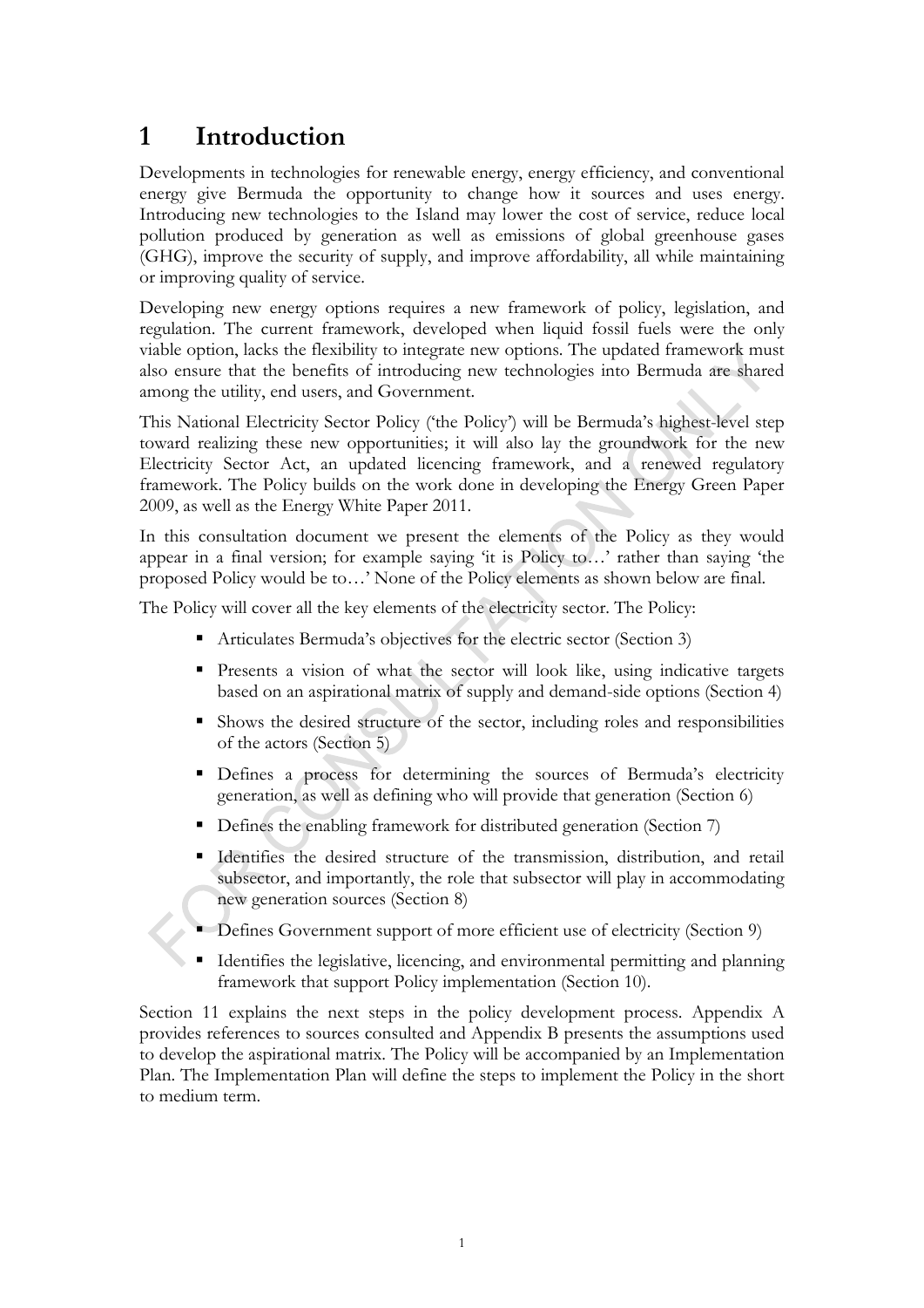# 1 Introduction

Developments in technologies for renewable energy, energy efficiency, and conventional energy give Bermuda the opportunity to change how it sources and uses energy. Introducing new technologies to the Island may lower the cost of service, reduce local pollution produced by generation as well as emissions of global greenhouse gases (GHG), improve the security of supply, and improve affordability, all while maintaining or improving quality of service.

Developing new energy options requires a new framework of policy, legislation, and regulation. The current framework, developed when liquid fossil fuels were the only viable option, lacks the flexibility to integrate new options. The updated framework must also ensure that the benefits of introducing new technologies into Bermuda are shared among the utility, end users, and Government.

This National Electricity Sector Policy ('the Policy') will be Bermuda's highest-level step toward realizing these new opportunities; it will also lay the groundwork for the new Electricity Sector Act, an updated licencing framework, and a renewed regulatory framework. The Policy builds on the work done in developing the Energy Green Paper 2009, as well as the Energy White Paper 2011.

In this consultation document we present the elements of the Policy as they would appear in a final version; for example saying 'it is Policy to…' rather than saying 'the proposed Policy would be to…' None of the Policy elements as shown below are final.

The Policy will cover all the key elements of the electricity sector. The Policy:

- Articulates Bermuda's objectives for the electric sector (Section 3)
- Presents a vision of what the sector will look like, using indicative targets based on an aspirational matrix of supply and demand-side options (Section 4)
- Shows the desired structure of the sector, including roles and responsibilities of the actors (Section 5)
- Defines a process for determining the sources of Bermuda's electricity generation, as well as defining who will provide that generation (Section 6)
- Defines the enabling framework for distributed generation (Section 7)
- Identifies the desired structure of the transmission, distribution, and retail subsector, and importantly, the role that subsector will play in accommodating new generation sources (Section 8)
- Defines Government support of more efficient use of electricity (Section 9)
- Identifies the legislative, licencing, and environmental permitting and planning framework that support Policy implementation (Section 10).

Section 11 explains the next steps in the policy development process. Appendix A provides references to sources consulted and Appendix B presents the assumptions used to develop the aspirational matrix. The Policy will be accompanied by an Implementation Plan. The Implementation Plan will define the steps to implement the Policy in the short to medium term.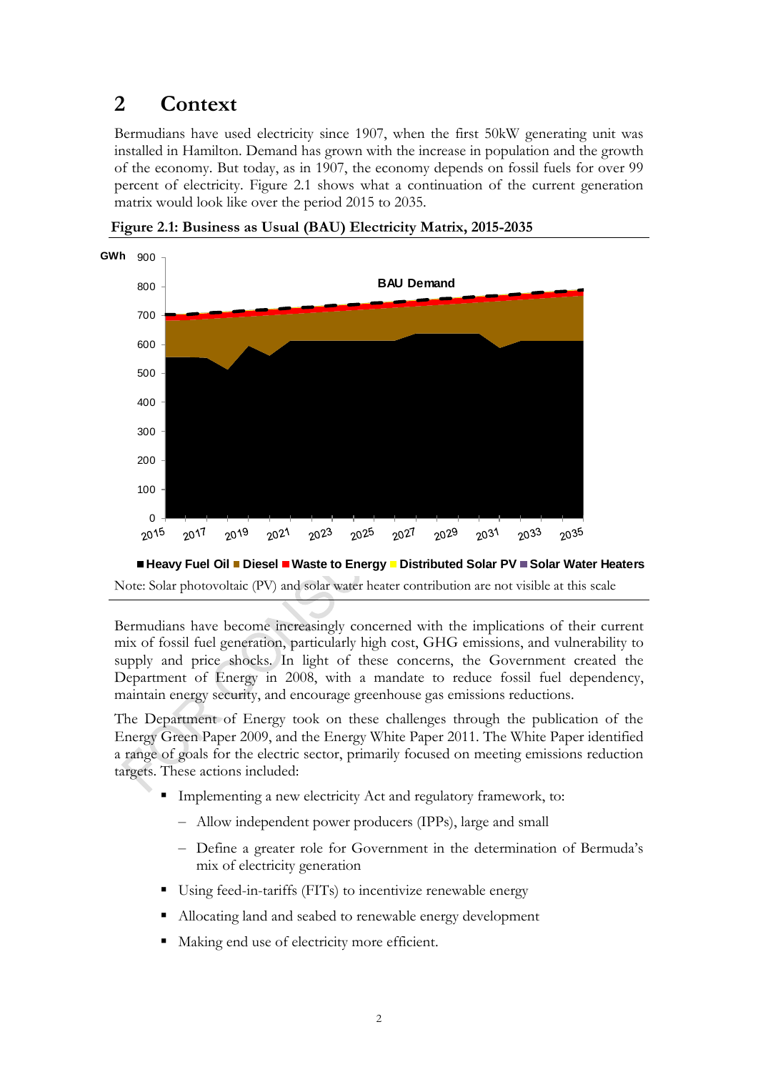# 2 Context

Bermudians have used electricity since 1907, when the first 50kW generating unit was installed in Hamilton. Demand has grown with the increase in population and the growth of the economy. But today, as in 1907, the economy depends on fossil fuels for over 99 percent of electricity. Figure 2.1 shows what a continuation of the current generation matrix would look like over the period 2015 to 2035.

**Figure 2.1: Business as Usual (BAU) Electricity Matrix, 2015-2035**

Note: Solar photovoltaic (PV) and solar water heater contribution are not visible at this scale

Bermudians have become increasingly concerned with the implications of their current mix of fossil fuel generation, particularly high cost, GHG emissions, and vulnerability to supply and price shocks. In light of these concerns, the Government created the Department of Energy in 2008, with a mandate to reduce fossil fuel dependency, maintain energy security, and encourage greenhouse gas emissions reductions.

The Department of Energy took on these challenges through the publication of the Energy Green Paper 2009, and the Energy White Paper 2011. The White Paper identified a range of goals for the electric sector, primarily focused on meeting emissions reduction targets. These actions included:

- Implementing a new electricity Act and regulatory framework, to:
  - Allow independent power producers (IPPs), large and small
  - Define a greater role for Government in the determination of Bermuda's mix of electricity generation
- Using feed-in-tariffs (FITs) to incentivize renewable energy
- Allocating land and seabed to renewable energy development
- Making end use of electricity more efficient.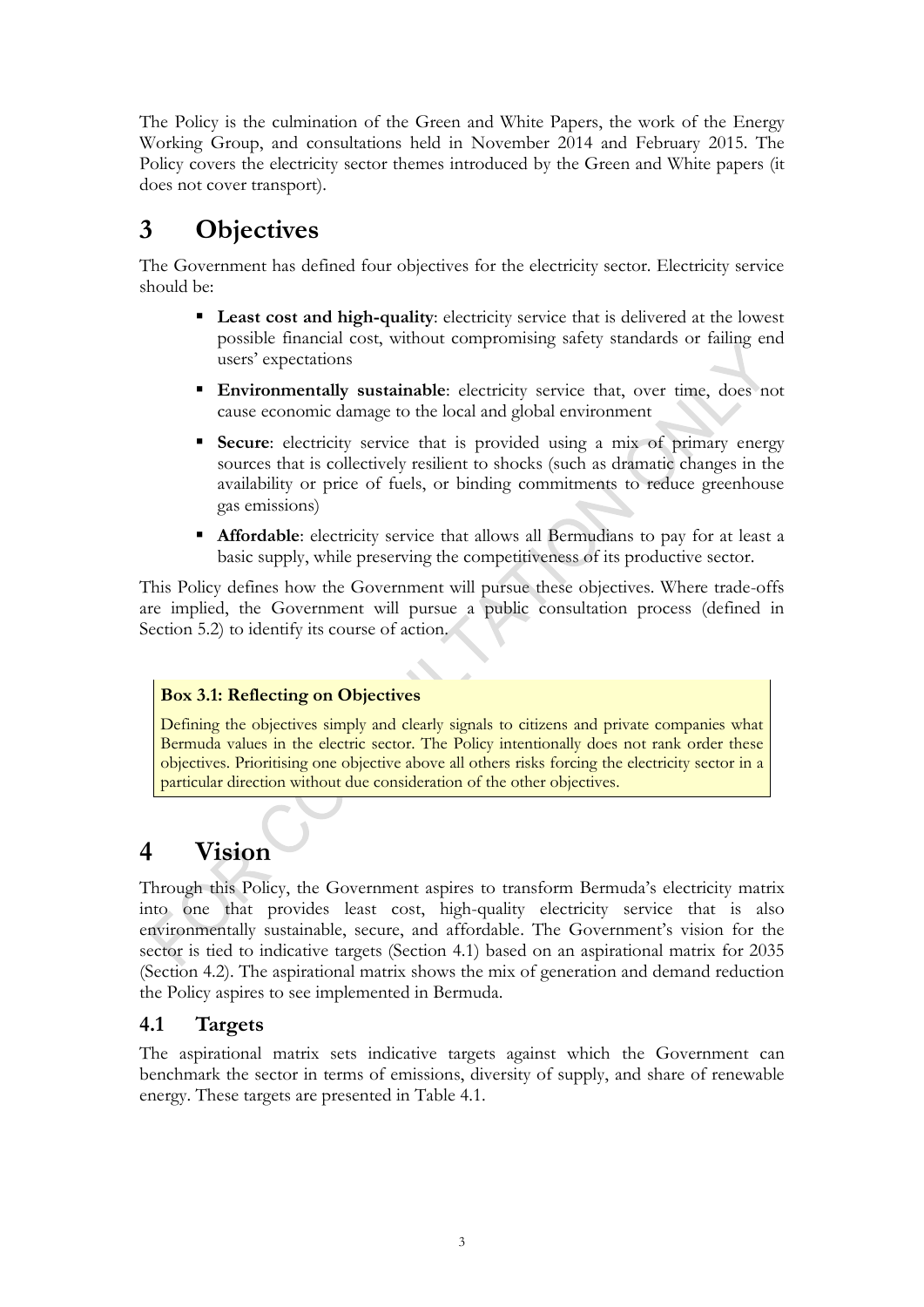The Policy is the culmination of the Green and White Papers, the work of the Energy Working Group, and consultations held in November 2014 and February 2015. The Policy covers the electricity sector themes introduced by the Green and White papers (it does not cover transport).

# 3 Objectives

The Government has defined four objectives for the electricity sector. Electricity service should be:

- **Least cost and high-quality**: electricity service that is delivered at the lowest possible financial cost, without compromising safety standards or failing end users' expectations
- **Environmentally sustainable**: electricity service that, over time, does not cause economic damage to the local and global environment
- **Secure**: electricity service that is provided using a mix of primary energy sources that is collectively resilient to shocks (such as dramatic changes in the availability or price of fuels, or binding commitments to reduce greenhouse gas emissions)
- **Affordable**: electricity service that allows all Bermudians to pay for at least a basic supply, while preserving the competitiveness of its productive sector.

This Policy defines how the Government will pursue these objectives. Where trade-offs are implied, the Government will pursue a public consultation process (defined in Section 5.2) to identify its course of action.

> **Box 3.1: Reflecting on Objectives**
>
> Defining the objectives simply and clearly signals to citizens and private companies what Bermuda values in the electric sector. The Policy intentionally does not rank order these objectives. Prioritising one objective above all others risks forcing the electricity sector in a particular direction without due consideration of the other objectives.

# 4 Vision

Through this Policy, the Government aspires to transform Bermuda's electricity matrix into one that provides least cost, high-quality electricity service that is also environmentally sustainable, secure, and affordable. The Government's vision for the sector is tied to indicative targets (Section 4.1) based on an aspirational matrix for 2035 (Section 4.2). The aspirational matrix shows the mix of generation and demand reduction the Policy aspires to see implemented in Bermuda.

## 4.1 Targets

The aspirational matrix sets indicative targets against which the Government can benchmark the sector in terms of emissions, diversity of supply, and share of renewable energy. These targets are presented in Table 4.1.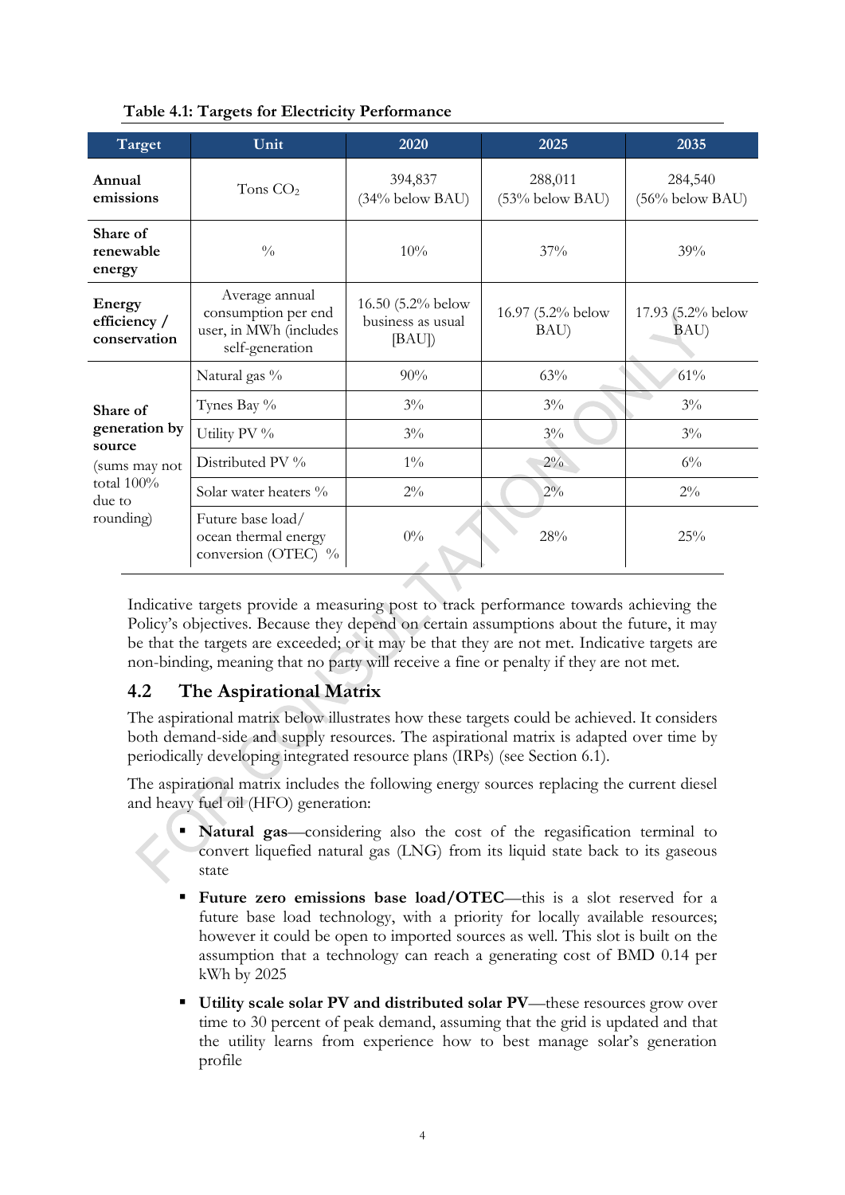**Table 4.1: Targets for Electricity Performance**

| Target | Unit | 2020 | 2025 | 2035 |
|---|---|---|---|---|
| **Annual emissions** | Tons $CO_2$ | 394,837 (34% below BAU) | 288,011 (53% below BAU) | 284,540 (56% below BAU) |
| **Share of renewable energy** | % | 10% | 37% | 39% |
| **Energy efficiency / conservation** | Average annual consumption per end user, in MWh (includes self-generation | 16.50 (5.2% below business as usual [BAU]) | 16.97 (5.2% below BAU) | 17.93 (5.2% below BAU) |
| **Share of generation by source** (sums may not total 100% due to rounding) | Natural gas % | 90% | 63% | 61% |
| | Tynes Bay % | 3% | 3% | 3% |
| | Utility PV % | 3% | 3% | 3% |
| | Distributed PV % | 1% | 2% | 6% |
| | Solar water heaters % | 2% | 2% | 2% |
| | Future base load/ ocean thermal energy conversion (OTEC) % | 0% | 28% | 25% |

Indicative targets provide a measuring post to track performance towards achieving the Policy's objectives. Because they depend on certain assumptions about the future, it may be that the targets are exceeded; or it may be that they are not met. Indicative targets are non-binding, meaning that no party will receive a fine or penalty if they are not met.

## 4.2 The Aspirational Matrix

The aspirational matrix below illustrates how these targets could be achieved. It considers both demand-side and supply resources. The aspirational matrix is adapted over time by periodically developing integrated resource plans (IRPs) (see Section 6.1).

The aspirational matrix includes the following energy sources replacing the current diesel and heavy fuel oil (HFO) generation:

- **Natural gas**—considering also the cost of the regasification terminal to convert liquefied natural gas (LNG) from its liquid state back to its gaseous state
- **Future zero emissions base load/OTEC**—this is a slot reserved for a future base load technology, with a priority for locally available resources; however it could be open to imported sources as well. This slot is built on the assumption that a technology can reach a generating cost of BMD 0.14 per kWh by 2025
- **Utility scale solar PV and distributed solar PV**—these resources grow over time to 30 percent of peak demand, assuming that the grid is updated and that the utility learns from experience how to best manage solar's generation profile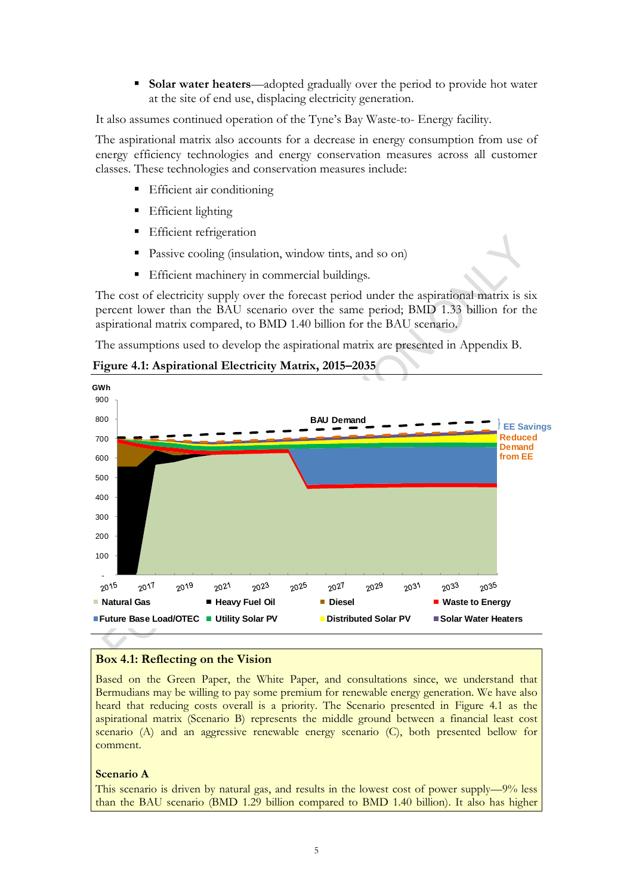- **Solar water heaters**—adopted gradually over the period to provide hot water at the site of end use, displacing electricity generation.

It also assumes continued operation of the Tyne's Bay Waste-to- Energy facility.

The aspirational matrix also accounts for a decrease in energy consumption from use of energy efficiency technologies and energy conservation measures across all customer classes. These technologies and conservation measures include:

- Efficient air conditioning
- Efficient lighting
- Efficient refrigeration
- Passive cooling (insulation, window tints, and so on)
- Efficient machinery in commercial buildings.

The cost of electricity supply over the forecast period under the aspirational matrix is six percent lower than the BAU scenario over the same period; BMD 1.33 billion for the aspirational matrix compared, to BMD 1.40 billion for the BAU scenario.

The assumptions used to develop the aspirational matrix are presented in Appendix B.

**Figure 4.1: Aspirational Electricity Matrix, 2015–2035**

## Box 4.1: Reflecting on the Vision

Based on the Green Paper, the White Paper, and consultations since, we understand that Bermudians may be willing to pay some premium for renewable energy generation. We have also heard that reducing costs overall is a priority. The Scenario presented in Figure 4.1 as the aspirational matrix (Scenario B) represents the middle ground between a financial least cost scenario (A) and an aggressive renewable energy scenario (C), both presented bellow for comment.

**Scenario A**

This scenario is driven by natural gas, and results in the lowest cost of power supply—9% less than the BAU scenario (BMD 1.29 billion compared to BMD 1.40 billion). It also has higher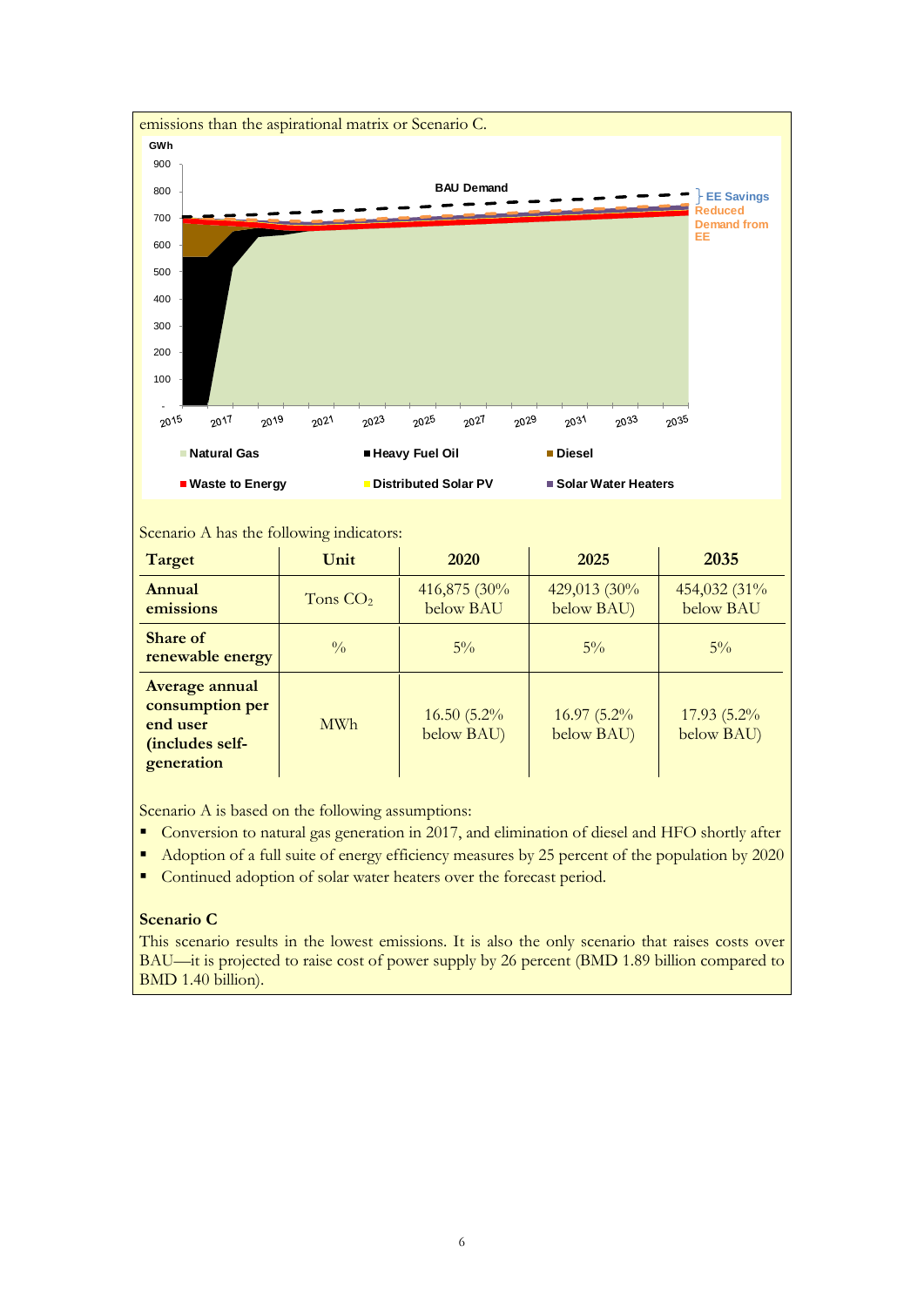emissions than the aspirational matrix or Scenario C.

Scenario A has the following indicators:

| Target | Unit | 2020 | 2025 | 2035 |
|---|---|---|---|---|
| **Annual emissions** | Tons $CO_2$ | 416,875 (30% below BAU | 429,013 (30% below BAU) | 454,032 (31% below BAU |
| **Share of renewable energy** | % | 5% | 5% | 5% |
| **Average annual consumption per end user (includes self-generation** | MWh | 16.50 (5.2% below BAU) | 16.97 (5.2% below BAU) | 17.93 (5.2% below BAU) |

Scenario A is based on the following assumptions:

- Conversion to natural gas generation in 2017, and elimination of diesel and HFO shortly after
- Adoption of a full suite of energy efficiency measures by 25 percent of the population by 2020
- Continued adoption of solar water heaters over the forecast period.

**Scenario C**

This scenario results in the lowest emissions. It is also the only scenario that raises costs over BAU—it is projected to raise cost of power supply by 26 percent (BMD 1.89 billion compared to BMD 1.40 billion).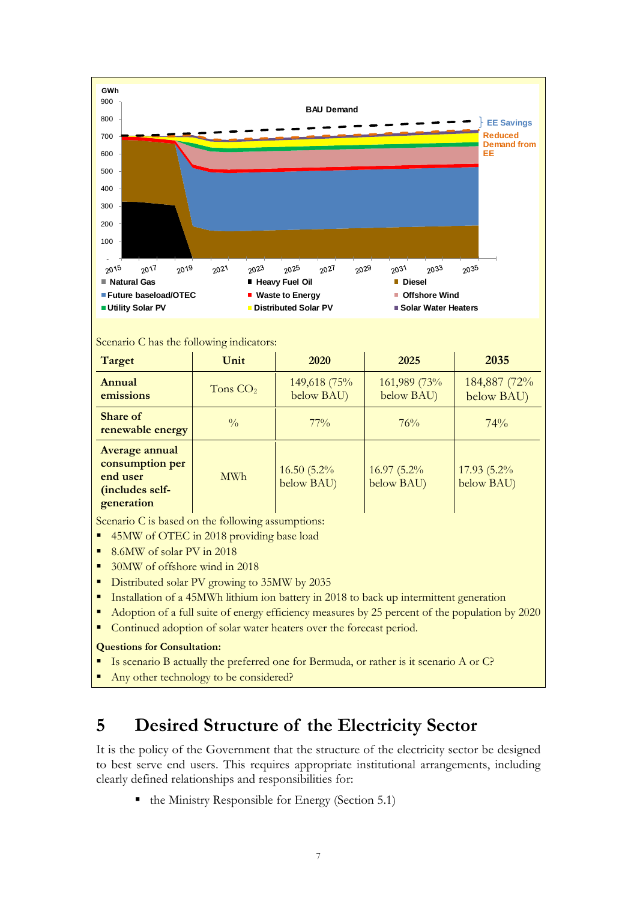Scenario C has the following indicators:

| Target | Unit | 2020 | 2025 | 2035 |
|---|---|---|---|---|
| Annual emissions | Tons $CO_2$ | 149,618 (75% below BAU) | 161,989 (73% below BAU) | 184,887 (72% below BAU) |
| Share of renewable energy | % | 77% | 76% | 74% |
| Average annual consumption per end user (includes self-generation | MWh | 16.50 (5.2% below BAU) | 16.97 (5.2% below BAU) | 17.93 (5.2% below BAU) |

Scenario C is based on the following assumptions:

- 45MW of OTEC in 2018 providing base load
- 8.6MW of solar PV in 2018
- 30MW of offshore wind in 2018
- Distributed solar PV growing to 35MW by 2035
- Installation of a 45MWh lithium ion battery in 2018 to back up intermittent generation
- Adoption of a full suite of energy efficiency measures by 25 percent of the population by 2020
- Continued adoption of solar water heaters over the forecast period.

**Questions for Consultation:**

- Is scenario B actually the preferred one for Bermuda, or rather is it scenario A or C?
- Any other technology to be considered?

# 5 Desired Structure of the Electricity Sector

It is the policy of the Government that the structure of the electricity sector be designed to best serve end users. This requires appropriate institutional arrangements, including clearly defined relationships and responsibilities for:

- the Ministry Responsible for Energy (Section 5.1)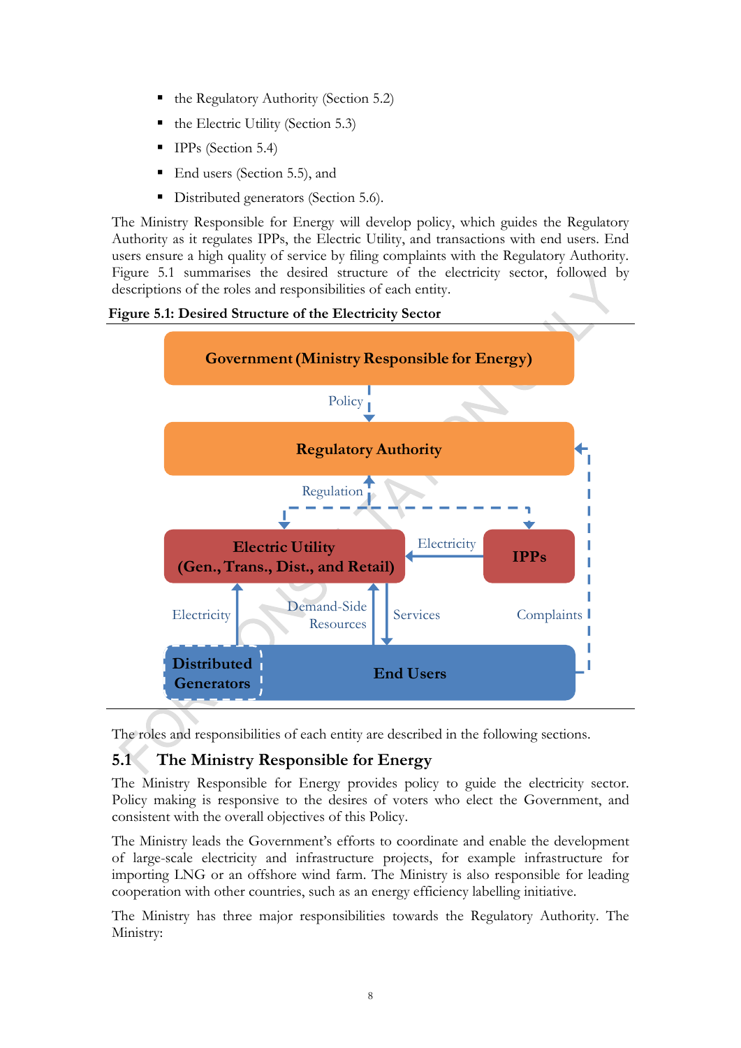- the Regulatory Authority (Section 5.2)
- the Electric Utility (Section 5.3)
- IPPs (Section 5.4)
- End users (Section 5.5), and
- Distributed generators (Section 5.6).

The Ministry Responsible for Energy will develop policy, which guides the Regulatory Authority as it regulates IPPs, the Electric Utility, and transactions with end users. End users ensure a high quality of service by filing complaints with the Regulatory Authority. Figure 5.1 summarises the desired structure of the electricity sector, followed by descriptions of the roles and responsibilities of each entity.

**Figure 5.1: Desired Structure of the Electricity Sector**

Government (Ministry Responsible for Energy)

Policy

Regulatory Authority

Regulation

Electric Utility (Gen., Trans., Dist., and Retail)

Electricity

IPPs

Electricity

Demand-Side Resources

Services

Complaints

Distributed Generators

End Users

The roles and responsibilities of each entity are described in the following sections.

## 5.1 The Ministry Responsible for Energy

The Ministry Responsible for Energy provides policy to guide the electricity sector. Policy making is responsive to the desires of voters who elect the Government, and consistent with the overall objectives of this Policy.

The Ministry leads the Government's efforts to coordinate and enable the development of large-scale electricity and infrastructure projects, for example infrastructure for importing LNG or an offshore wind farm. The Ministry is also responsible for leading cooperation with other countries, such as an energy efficiency labelling initiative.

The Ministry has three major responsibilities towards the Regulatory Authority. The Ministry: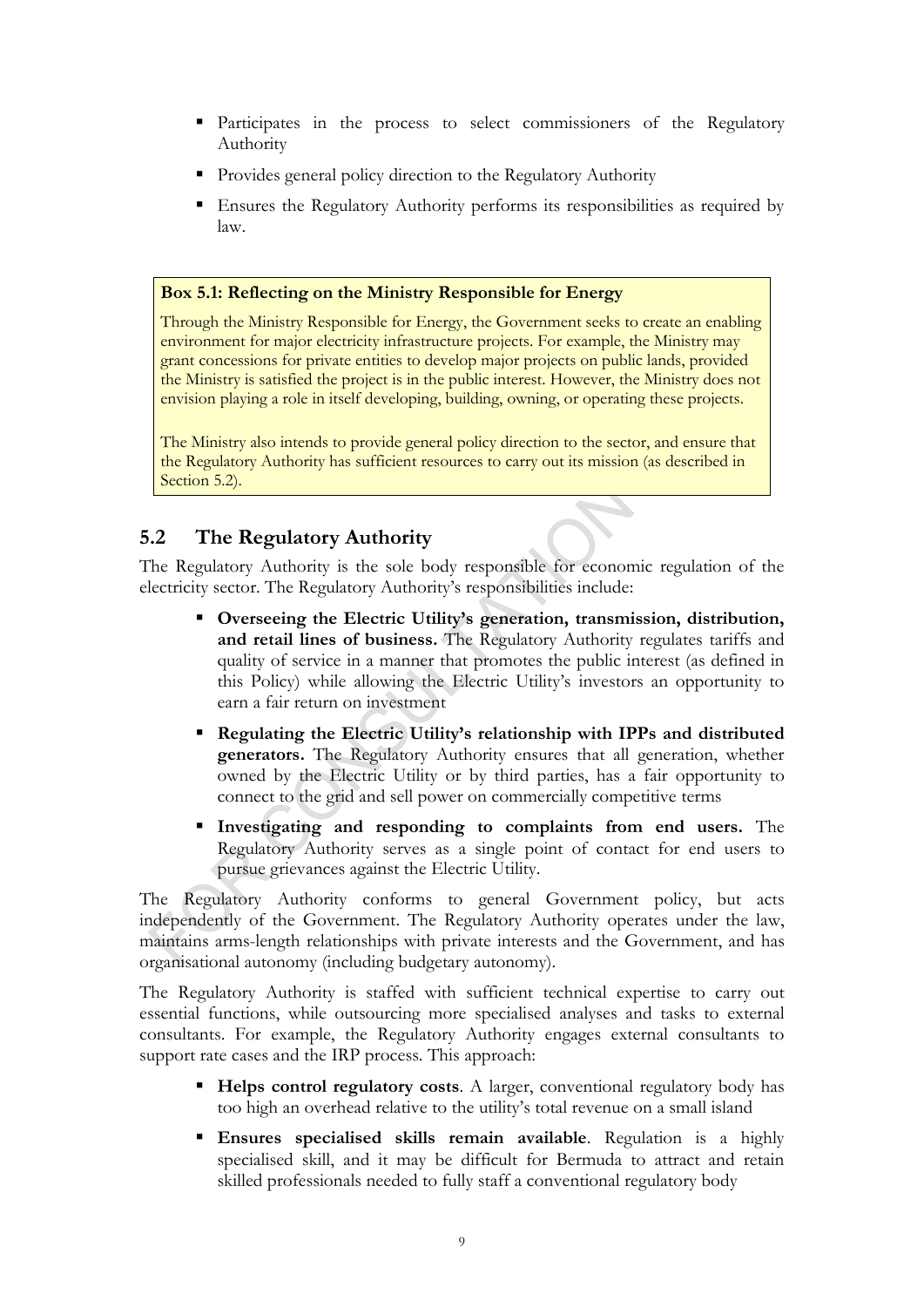- Participates in the process to select commissioners of the Regulatory Authority
- Provides general policy direction to the Regulatory Authority
- Ensures the Regulatory Authority performs its responsibilities as required by law.

> **Box 5.1: Reflecting on the Ministry Responsible for Energy**
>
> Through the Ministry Responsible for Energy, the Government seeks to create an enabling environment for major electricity infrastructure projects. For example, the Ministry may grant concessions for private entities to develop major projects on public lands, provided the Ministry is satisfied the project is in the public interest. However, the Ministry does not envision playing a role in itself developing, building, owning, or operating these projects.
>
> The Ministry also intends to provide general policy direction to the sector, and ensure that the Regulatory Authority has sufficient resources to carry out its mission (as described in Section 5.2).

## 5.2 The Regulatory Authority

The Regulatory Authority is the sole body responsible for economic regulation of the electricity sector. The Regulatory Authority's responsibilities include:

- **Overseeing the Electric Utility's generation, transmission, distribution, and retail lines of business.** The Regulatory Authority regulates tariffs and quality of service in a manner that promotes the public interest (as defined in this Policy) while allowing the Electric Utility's investors an opportunity to earn a fair return on investment
- **Regulating the Electric Utility's relationship with IPPs and distributed generators.** The Regulatory Authority ensures that all generation, whether owned by the Electric Utility or by third parties, has a fair opportunity to connect to the grid and sell power on commercially competitive terms
- **Investigating and responding to complaints from end users.** The Regulatory Authority serves as a single point of contact for end users to pursue grievances against the Electric Utility.

The Regulatory Authority conforms to general Government policy, but acts independently of the Government. The Regulatory Authority operates under the law, maintains arms-length relationships with private interests and the Government, and has organisational autonomy (including budgetary autonomy).

The Regulatory Authority is staffed with sufficient technical expertise to carry out essential functions, while outsourcing more specialised analyses and tasks to external consultants. For example, the Regulatory Authority engages external consultants to support rate cases and the IRP process. This approach:

- **Helps control regulatory costs**. A larger, conventional regulatory body has too high an overhead relative to the utility's total revenue on a small island
- **Ensures specialised skills remain available**. Regulation is a highly specialised skill, and it may be difficult for Bermuda to attract and retain skilled professionals needed to fully staff a conventional regulatory body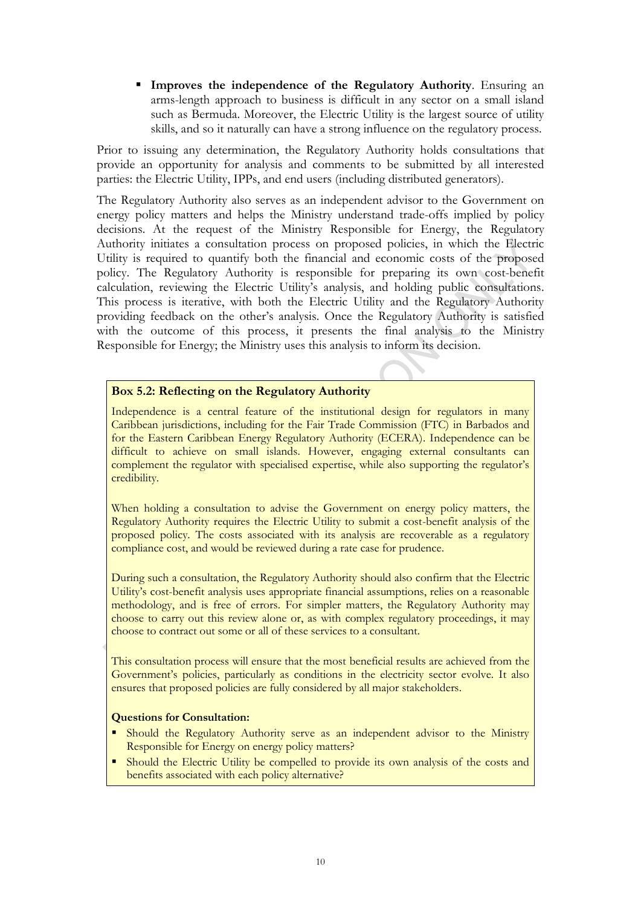- **Improves the independence of the Regulatory Authority**. Ensuring an arms-length approach to business is difficult in any sector on a small island such as Bermuda. Moreover, the Electric Utility is the largest source of utility skills, and so it naturally can have a strong influence on the regulatory process.

Prior to issuing any determination, the Regulatory Authority holds consultations that provide an opportunity for analysis and comments to be submitted by all interested parties: the Electric Utility, IPPs, and end users (including distributed generators).

The Regulatory Authority also serves as an independent advisor to the Government on energy policy matters and helps the Ministry understand trade-offs implied by policy decisions. At the request of the Ministry Responsible for Energy, the Regulatory Authority initiates a consultation process on proposed policies, in which the Electric Utility is required to quantify both the financial and economic costs of the proposed policy. The Regulatory Authority is responsible for preparing its own cost-benefit calculation, reviewing the Electric Utility's analysis, and holding public consultations. This process is iterative, with both the Electric Utility and the Regulatory Authority providing feedback on the other's analysis. Once the Regulatory Authority is satisfied with the outcome of this process, it presents the final analysis to the Ministry Responsible for Energy; the Ministry uses this analysis to inform its decision.

**Box 5.2: Reflecting on the Regulatory Authority**

Independence is a central feature of the institutional design for regulators in many Caribbean jurisdictions, including for the Fair Trade Commission (FTC) in Barbados and for the Eastern Caribbean Energy Regulatory Authority (ECERA). Independence can be difficult to achieve on small islands. However, engaging external consultants can complement the regulator with specialised expertise, while also supporting the regulator's credibility.

When holding a consultation to advise the Government on energy policy matters, the Regulatory Authority requires the Electric Utility to submit a cost-benefit analysis of the proposed policy. The costs associated with its analysis are recoverable as a regulatory compliance cost, and would be reviewed during a rate case for prudence.

During such a consultation, the Regulatory Authority should also confirm that the Electric Utility's cost-benefit analysis uses appropriate financial assumptions, relies on a reasonable methodology, and is free of errors. For simpler matters, the Regulatory Authority may choose to carry out this review alone or, as with complex regulatory proceedings, it may choose to contract out some or all of these services to a consultant.

This consultation process will ensure that the most beneficial results are achieved from the Government's policies, particularly as conditions in the electricity sector evolve. It also ensures that proposed policies are fully considered by all major stakeholders.

**Questions for Consultation:**

- Should the Regulatory Authority serve as an independent advisor to the Ministry Responsible for Energy on energy policy matters?
- Should the Electric Utility be compelled to provide its own analysis of the costs and benefits associated with each policy alternative?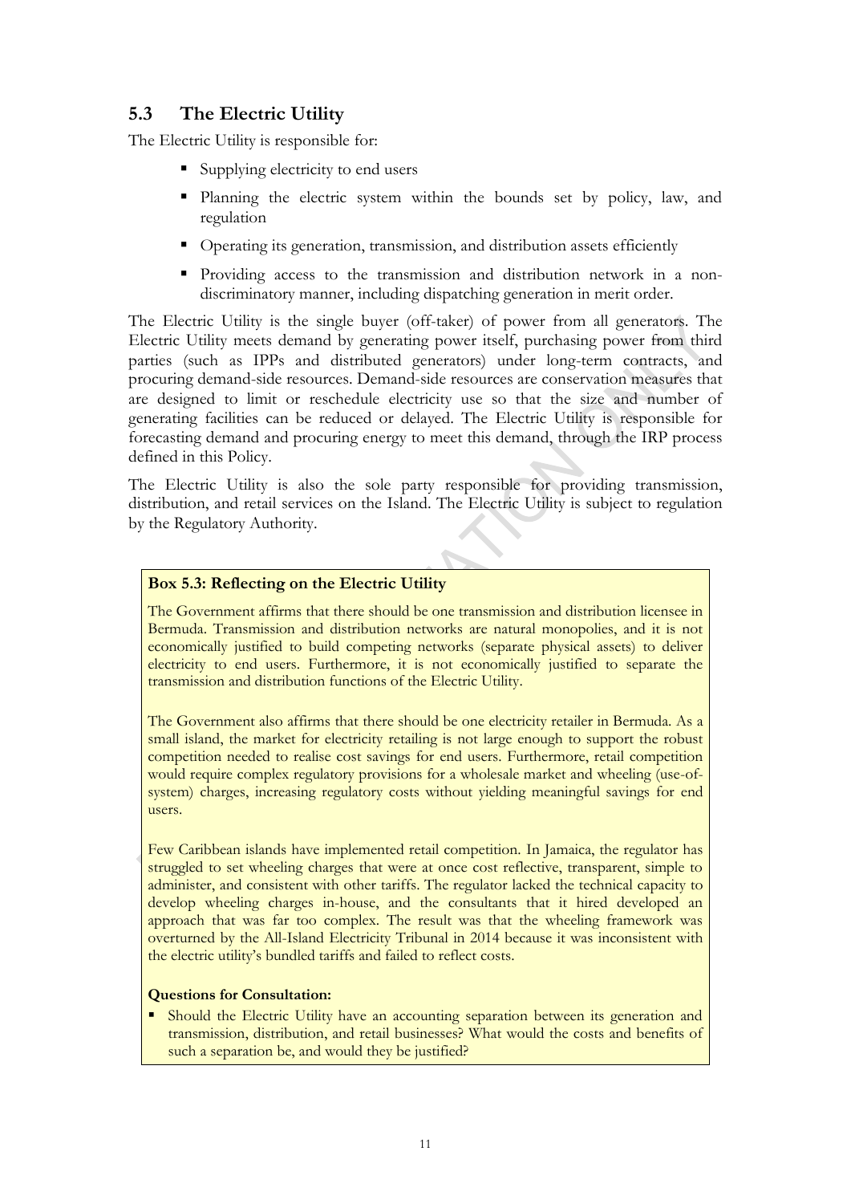## 5.3 The Electric Utility

The Electric Utility is responsible for:

- Supplying electricity to end users
- Planning the electric system within the bounds set by policy, law, and regulation
- Operating its generation, transmission, and distribution assets efficiently
- Providing access to the transmission and distribution network in a non-discriminatory manner, including dispatching generation in merit order.

The Electric Utility is the single buyer (off-taker) of power from all generators. The Electric Utility meets demand by generating power itself, purchasing power from third parties (such as IPPs and distributed generators) under long-term contracts, and procuring demand-side resources. Demand-side resources are conservation measures that are designed to limit or reschedule electricity use so that the size and number of generating facilities can be reduced or delayed. The Electric Utility is responsible for forecasting demand and procuring energy to meet this demand, through the IRP process defined in this Policy.

The Electric Utility is also the sole party responsible for providing transmission, distribution, and retail services on the Island. The Electric Utility is subject to regulation by the Regulatory Authority.

**Box 5.3: Reflecting on the Electric Utility**

The Government affirms that there should be one transmission and distribution licensee in Bermuda. Transmission and distribution networks are natural monopolies, and it is not economically justified to build competing networks (separate physical assets) to deliver electricity to end users. Furthermore, it is not economically justified to separate the transmission and distribution functions of the Electric Utility.

The Government also affirms that there should be one electricity retailer in Bermuda. As a small island, the market for electricity retailing is not large enough to support the robust competition needed to realise cost savings for end users. Furthermore, retail competition would require complex regulatory provisions for a wholesale market and wheeling (use-of-system) charges, increasing regulatory costs without yielding meaningful savings for end users.

Few Caribbean islands have implemented retail competition. In Jamaica, the regulator has struggled to set wheeling charges that were at once cost reflective, transparent, simple to administer, and consistent with other tariffs. The regulator lacked the technical capacity to develop wheeling charges in-house, and the consultants that it hired developed an approach that was far too complex. The result was that the wheeling framework was overturned by the All-Island Electricity Tribunal in 2014 because it was inconsistent with the electric utility's bundled tariffs and failed to reflect costs.

**Questions for Consultation:**

- Should the Electric Utility have an accounting separation between its generation and transmission, distribution, and retail businesses? What would the costs and benefits of such a separation be, and would they be justified?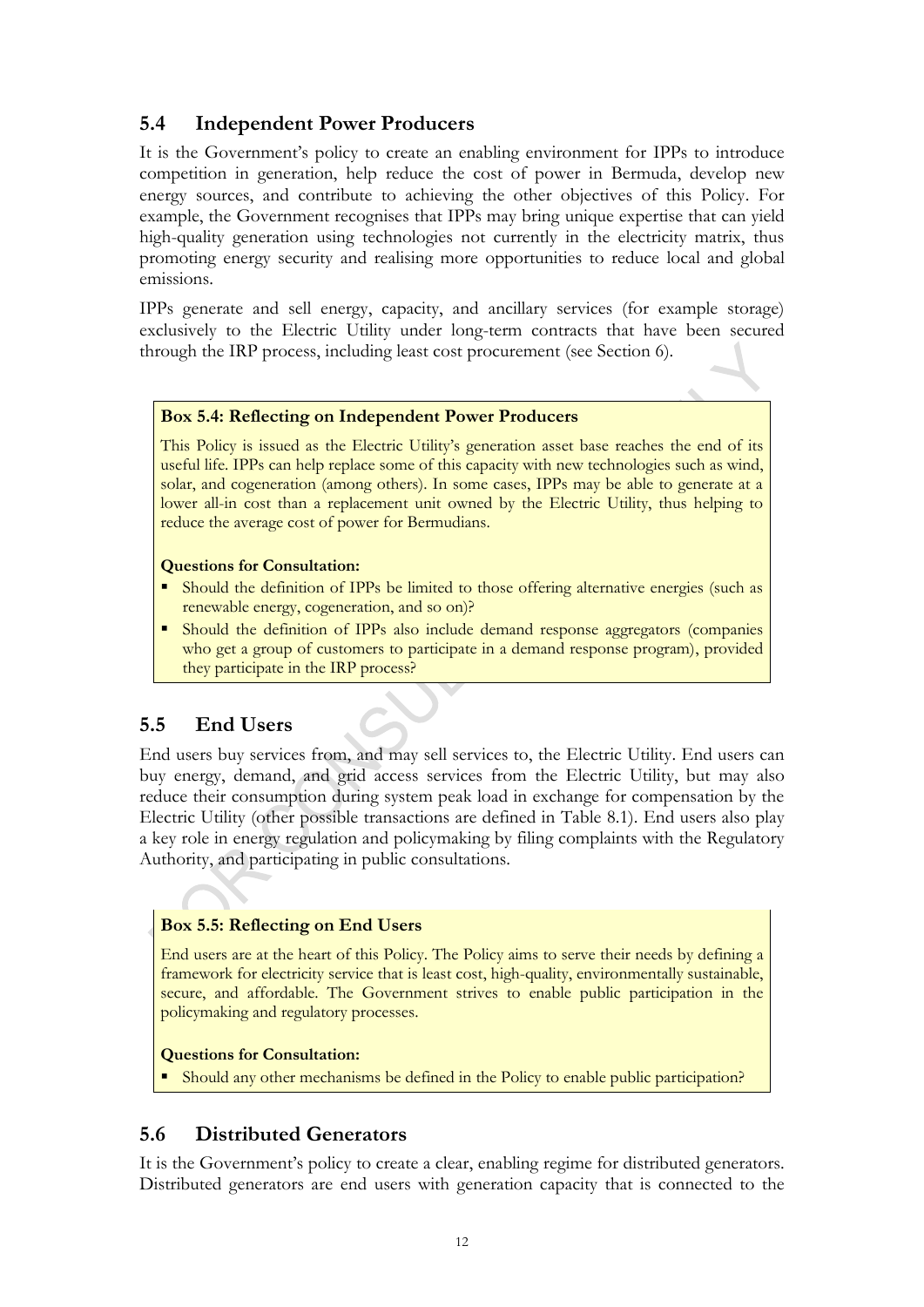## 5.4 Independent Power Producers

It is the Government's policy to create an enabling environment for IPPs to introduce competition in generation, help reduce the cost of power in Bermuda, develop new energy sources, and contribute to achieving the other objectives of this Policy. For example, the Government recognises that IPPs may bring unique expertise that can yield high-quality generation using technologies not currently in the electricity matrix, thus promoting energy security and realising more opportunities to reduce local and global emissions.

IPPs generate and sell energy, capacity, and ancillary services (for example storage) exclusively to the Electric Utility under long-term contracts that have been secured through the IRP process, including least cost procurement (see Section 6).

> **Box 5.4: Reflecting on Independent Power Producers**
>
> This Policy is issued as the Electric Utility's generation asset base reaches the end of its useful life. IPPs can help replace some of this capacity with new technologies such as wind, solar, and cogeneration (among others). In some cases, IPPs may be able to generate at a lower all-in cost than a replacement unit owned by the Electric Utility, thus helping to reduce the average cost of power for Bermudians.
>
> **Questions for Consultation:**
>
> - Should the definition of IPPs be limited to those offering alternative energies (such as renewable energy, cogeneration, and so on)?
> - Should the definition of IPPs also include demand response aggregators (companies who get a group of customers to participate in a demand response program), provided they participate in the IRP process?

## 5.5 End Users

End users buy services from, and may sell services to, the Electric Utility. End users can buy energy, demand, and grid access services from the Electric Utility, but may also reduce their consumption during system peak load in exchange for compensation by the Electric Utility (other possible transactions are defined in Table 8.1). End users also play a key role in energy regulation and policymaking by filing complaints with the Regulatory Authority, and participating in public consultations.

> **Box 5.5: Reflecting on End Users**
>
> End users are at the heart of this Policy. The Policy aims to serve their needs by defining a framework for electricity service that is least cost, high-quality, environmentally sustainable, secure, and affordable. The Government strives to enable public participation in the policymaking and regulatory processes.
>
> **Questions for Consultation:**
>
> - Should any other mechanisms be defined in the Policy to enable public participation?

## 5.6 Distributed Generators

It is the Government's policy to create a clear, enabling regime for distributed generators. Distributed generators are end users with generation capacity that is connected to the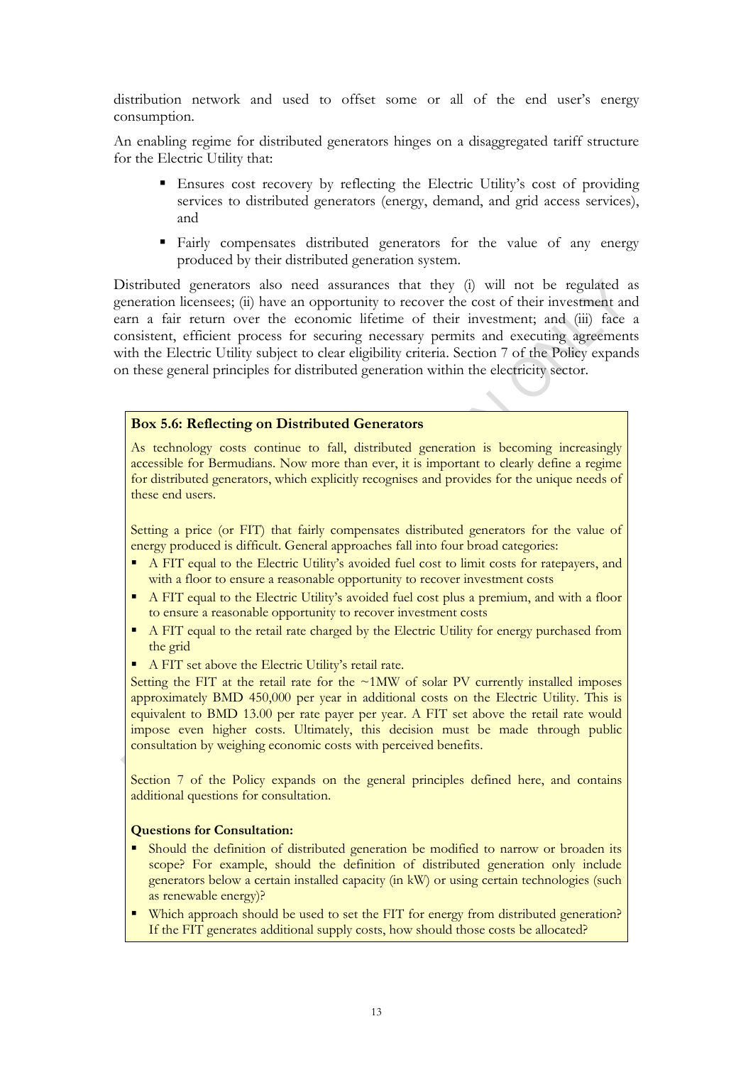distribution network and used to offset some or all of the end user's energy consumption.

An enabling regime for distributed generators hinges on a disaggregated tariff structure for the Electric Utility that:

- Ensures cost recovery by reflecting the Electric Utility's cost of providing services to distributed generators (energy, demand, and grid access services), and
- Fairly compensates distributed generators for the value of any energy produced by their distributed generation system.

Distributed generators also need assurances that they (i) will not be regulated as generation licensees; (ii) have an opportunity to recover the cost of their investment and earn a fair return over the economic lifetime of their investment; and (iii) face a consistent, efficient process for securing necessary permits and executing agreements with the Electric Utility subject to clear eligibility criteria. Section 7 of the Policy expands on these general principles for distributed generation within the electricity sector.

**Box 5.6: Reflecting on Distributed Generators**

As technology costs continue to fall, distributed generation is becoming increasingly accessible for Bermudians. Now more than ever, it is important to clearly define a regime for distributed generators, which explicitly recognises and provides for the unique needs of these end users.

Setting a price (or FIT) that fairly compensates distributed generators for the value of energy produced is difficult. General approaches fall into four broad categories:

- A FIT equal to the Electric Utility's avoided fuel cost to limit costs for ratepayers, and with a floor to ensure a reasonable opportunity to recover investment costs
- A FIT equal to the Electric Utility's avoided fuel cost plus a premium, and with a floor to ensure a reasonable opportunity to recover investment costs
- A FIT equal to the retail rate charged by the Electric Utility for energy purchased from the grid
- A FIT set above the Electric Utility's retail rate.

Setting the FIT at the retail rate for the ~1MW of solar PV currently installed imposes approximately BMD 450,000 per year in additional costs on the Electric Utility. This is equivalent to BMD 13.00 per rate payer per year. A FIT set above the retail rate would impose even higher costs. Ultimately, this decision must be made through public consultation by weighing economic costs with perceived benefits.

Section 7 of the Policy expands on the general principles defined here, and contains additional questions for consultation.

**Questions for Consultation:**

- Should the definition of distributed generation be modified to narrow or broaden its scope? For example, should the definition of distributed generation only include generators below a certain installed capacity (in kW) or using certain technologies (such as renewable energy)?
- Which approach should be used to set the FIT for energy from distributed generation? If the FIT generates additional supply costs, how should those costs be allocated?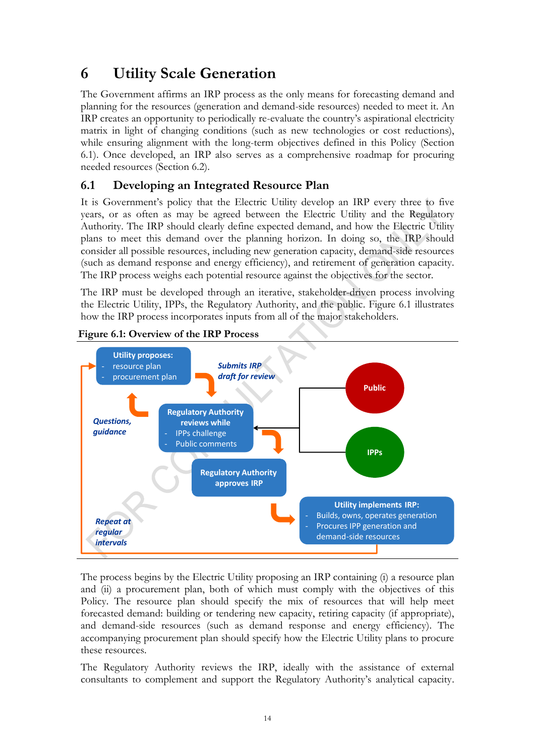# 6 Utility Scale Generation

The Government affirms an IRP process as the only means for forecasting demand and planning for the resources (generation and demand-side resources) needed to meet it. An IRP creates an opportunity to periodically re-evaluate the country's aspirational electricity matrix in light of changing conditions (such as new technologies or cost reductions), while ensuring alignment with the long-term objectives defined in this Policy (Section 6.1). Once developed, an IRP also serves as a comprehensive roadmap for procuring needed resources (Section 6.2).

## 6.1 Developing an Integrated Resource Plan

It is Government's policy that the Electric Utility develop an IRP every three to five years, or as often as may be agreed between the Electric Utility and the Regulatory Authority. The IRP should clearly define expected demand, and how the Electric Utility plans to meet this demand over the planning horizon. In doing so, the IRP should consider all possible resources, including new generation capacity, demand-side resources (such as demand response and energy efficiency), and retirement of generation capacity. The IRP process weighs each potential resource against the objectives for the sector.

The IRP must be developed through an iterative, stakeholder-driven process involving the Electric Utility, IPPs, the Regulatory Authority, and the public. Figure 6.1 illustrates how the IRP process incorporates inputs from all of the major stakeholders.

**Figure 6.1: Overview of the IRP Process**

**Utility proposes:**
- resource plan
- procurement plan

*Submits IRP draft for review*

**Regulatory Authority reviews while**
- IPPs challenge
- Public comments

**Public**

**IPPs**

*Questions, guidance*

**Regulatory Authority approves IRP**

**Utility implements IRP:**
- Builds, owns, operates generation
- Procures IPP generation and demand-side resources

*Repeat at regular intervals*

The process begins by the Electric Utility proposing an IRP containing (i) a resource plan and (ii) a procurement plan, both of which must comply with the objectives of this Policy. The resource plan should specify the mix of resources that will help meet forecasted demand: building or tendering new capacity, retiring capacity (if appropriate), and demand-side resources (such as demand response and energy efficiency). The accompanying procurement plan should specify how the Electric Utility plans to procure these resources.

The Regulatory Authority reviews the IRP, ideally with the assistance of external consultants to complement and support the Regulatory Authority's analytical capacity.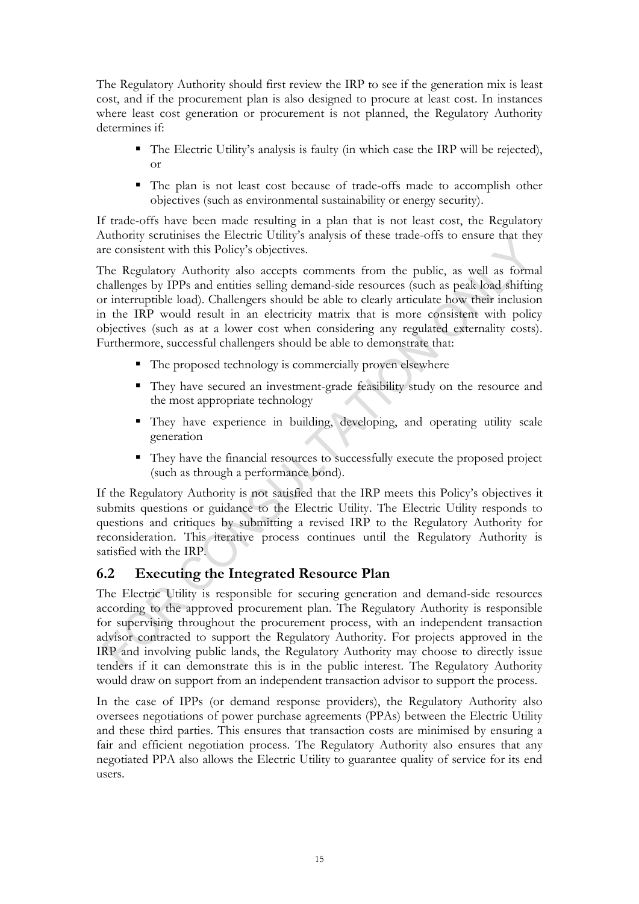The Regulatory Authority should first review the IRP to see if the generation mix is least cost, and if the procurement plan is also designed to procure at least cost. In instances where least cost generation or procurement is not planned, the Regulatory Authority determines if:

- The Electric Utility's analysis is faulty (in which case the IRP will be rejected), or
- The plan is not least cost because of trade-offs made to accomplish other objectives (such as environmental sustainability or energy security).

If trade-offs have been made resulting in a plan that is not least cost, the Regulatory Authority scrutinises the Electric Utility's analysis of these trade-offs to ensure that they are consistent with this Policy's objectives.

The Regulatory Authority also accepts comments from the public, as well as formal challenges by IPPs and entities selling demand-side resources (such as peak load shifting or interruptible load). Challengers should be able to clearly articulate how their inclusion in the IRP would result in an electricity matrix that is more consistent with policy objectives (such as at a lower cost when considering any regulated externality costs). Furthermore, successful challengers should be able to demonstrate that:

- The proposed technology is commercially proven elsewhere
- They have secured an investment-grade feasibility study on the resource and the most appropriate technology
- They have experience in building, developing, and operating utility scale generation
- They have the financial resources to successfully execute the proposed project (such as through a performance bond).

If the Regulatory Authority is not satisfied that the IRP meets this Policy's objectives it submits questions or guidance to the Electric Utility. The Electric Utility responds to questions and critiques by submitting a revised IRP to the Regulatory Authority for reconsideration. This iterative process continues until the Regulatory Authority is satisfied with the IRP.

## 6.2 Executing the Integrated Resource Plan

The Electric Utility is responsible for securing generation and demand-side resources according to the approved procurement plan. The Regulatory Authority is responsible for supervising throughout the procurement process, with an independent transaction advisor contracted to support the Regulatory Authority. For projects approved in the IRP and involving public lands, the Regulatory Authority may choose to directly issue tenders if it can demonstrate this is in the public interest. The Regulatory Authority would draw on support from an independent transaction advisor to support the process.

In the case of IPPs (or demand response providers), the Regulatory Authority also oversees negotiations of power purchase agreements (PPAs) between the Electric Utility and these third parties. This ensures that transaction costs are minimised by ensuring a fair and efficient negotiation process. The Regulatory Authority also ensures that any negotiated PPA also allows the Electric Utility to guarantee quality of service for its end users.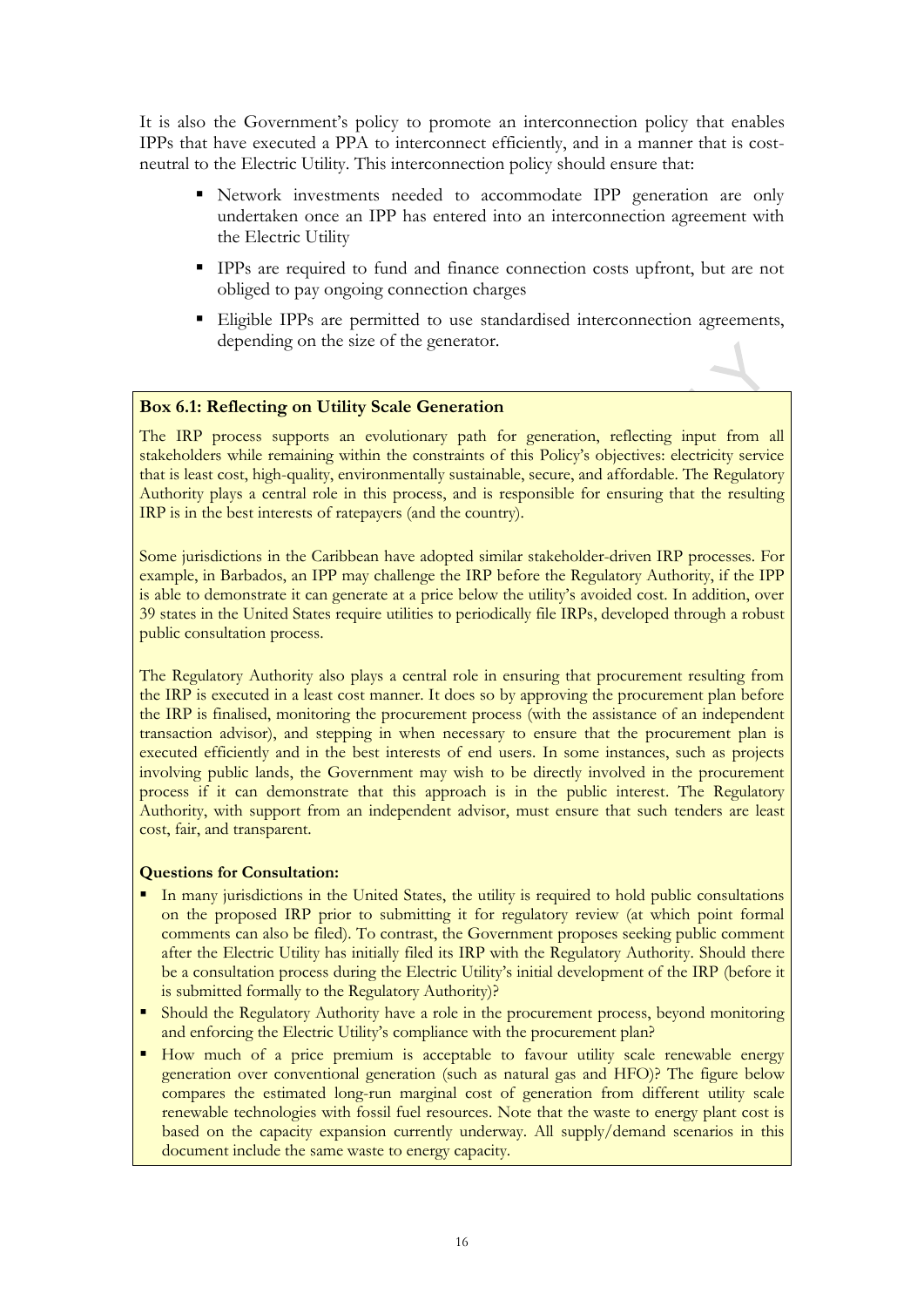It is also the Government's policy to promote an interconnection policy that enables IPPs that have executed a PPA to interconnect efficiently, and in a manner that is cost-neutral to the Electric Utility. This interconnection policy should ensure that:

- Network investments needed to accommodate IPP generation are only undertaken once an IPP has entered into an interconnection agreement with the Electric Utility
- IPPs are required to fund and finance connection costs upfront, but are not obliged to pay ongoing connection charges
- Eligible IPPs are permitted to use standardised interconnection agreements, depending on the size of the generator.

**Box 6.1: Reflecting on Utility Scale Generation**

The IRP process supports an evolutionary path for generation, reflecting input from all stakeholders while remaining within the constraints of this Policy's objectives: electricity service that is least cost, high-quality, environmentally sustainable, secure, and affordable. The Regulatory Authority plays a central role in this process, and is responsible for ensuring that the resulting IRP is in the best interests of ratepayers (and the country).

Some jurisdictions in the Caribbean have adopted similar stakeholder-driven IRP processes. For example, in Barbados, an IPP may challenge the IRP before the Regulatory Authority, if the IPP is able to demonstrate it can generate at a price below the utility's avoided cost. In addition, over 39 states in the United States require utilities to periodically file IRPs, developed through a robust public consultation process.

The Regulatory Authority also plays a central role in ensuring that procurement resulting from the IRP is executed in a least cost manner. It does so by approving the procurement plan before the IRP is finalised, monitoring the procurement process (with the assistance of an independent transaction advisor), and stepping in when necessary to ensure that the procurement plan is executed efficiently and in the best interests of end users. In some instances, such as projects involving public lands, the Government may wish to be directly involved in the procurement process if it can demonstrate that this approach is in the public interest. The Regulatory Authority, with support from an independent advisor, must ensure that such tenders are least cost, fair, and transparent.

**Questions for Consultation:**

- In many jurisdictions in the United States, the utility is required to hold public consultations on the proposed IRP prior to submitting it for regulatory review (at which point formal comments can also be filed). To contrast, the Government proposes seeking public comment after the Electric Utility has initially filed its IRP with the Regulatory Authority. Should there be a consultation process during the Electric Utility's initial development of the IRP (before it is submitted formally to the Regulatory Authority)?
- Should the Regulatory Authority have a role in the procurement process, beyond monitoring and enforcing the Electric Utility's compliance with the procurement plan?
- How much of a price premium is acceptable to favour utility scale renewable energy generation over conventional generation (such as natural gas and HFO)? The figure below compares the estimated long-run marginal cost of generation from different utility scale renewable technologies with fossil fuel resources. Note that the waste to energy plant cost is based on the capacity expansion currently underway. All supply/demand scenarios in this document include the same waste to energy capacity.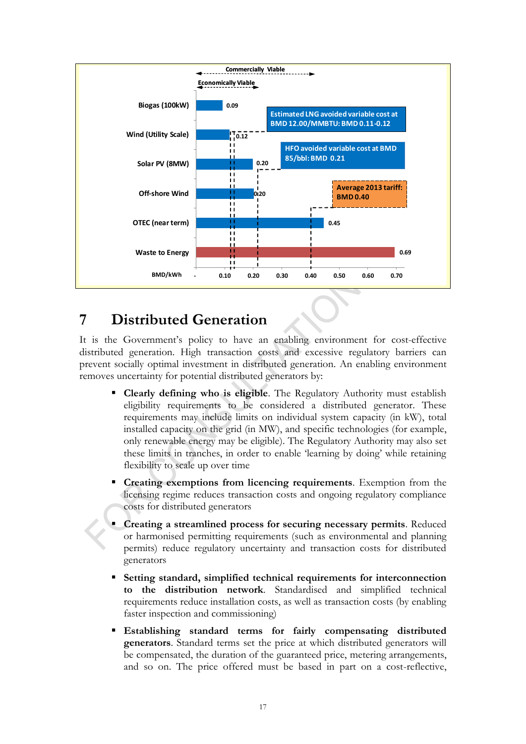| Technology | BMD/kWh |
|---|---|
| Biogas (100kW) | 0.09 |
| Wind (Utility Scale) | 0.12 |
| Solar PV (8MW) | 0.20 |
| Off-shore Wind | 0.20 |
| OTEC (near term) | 0.45 |
| Waste to Energy | 0.69 |

Commercially Viable

Economically Viable

Estimated LNG avoided variable cost at BMD 12.00/MMBTU: BMD 0.11-0.12

HFO avoided variable cost at BMD 85/bbl: BMD 0.21

Average 2013 tariff: BMD 0.40

# 7 Distributed Generation

It is the Government's policy to have an enabling environment for cost-effective distributed generation. High transaction costs and excessive regulatory barriers can prevent socially optimal investment in distributed generation. An enabling environment removes uncertainty for potential distributed generators by:

- **Clearly defining who is eligible**. The Regulatory Authority must establish eligibility requirements to be considered a distributed generator. These requirements may include limits on individual system capacity (in kW), total installed capacity on the grid (in MW), and specific technologies (for example, only renewable energy may be eligible). The Regulatory Authority may also set these limits in tranches, in order to enable 'learning by doing' while retaining flexibility to scale up over time
- **Creating exemptions from licencing requirements**. Exemption from the licensing regime reduces transaction costs and ongoing regulatory compliance costs for distributed generators
- **Creating a streamlined process for securing necessary permits**. Reduced or harmonised permitting requirements (such as environmental and planning permits) reduce regulatory uncertainty and transaction costs for distributed generators
- **Setting standard, simplified technical requirements for interconnection to the distribution network**. Standardised and simplified technical requirements reduce installation costs, as well as transaction costs (by enabling faster inspection and commissioning)
- **Establishing standard terms for fairly compensating distributed generators**. Standard terms set the price at which distributed generators will be compensated, the duration of the guaranteed price, metering arrangements, and so on. The price offered must be based in part on a cost-reflective,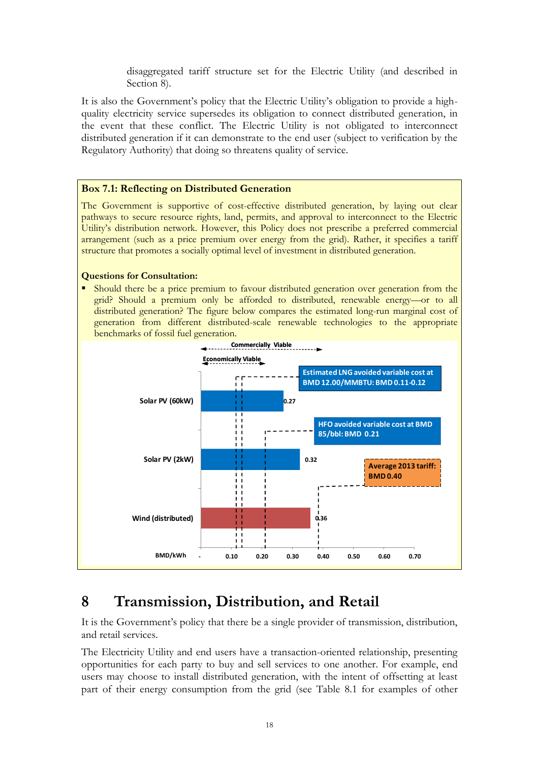disaggregated tariff structure set for the Electric Utility (and described in Section 8).

It is also the Government's policy that the Electric Utility's obligation to provide a high-quality electricity service supersedes its obligation to connect distributed generation, in the event that these conflict. The Electric Utility is not obligated to interconnect distributed generation if it can demonstrate to the end user (subject to verification by the Regulatory Authority) that doing so threatens quality of service.

**Box 7.1: Reflecting on Distributed Generation**

The Government is supportive of cost-effective distributed generation, by laying out clear pathways to secure resource rights, land, permits, and approval to interconnect to the Electric Utility's distribution network. However, this Policy does not prescribe a preferred commercial arrangement (such as a price premium over energy from the grid). Rather, it specifies a tariff structure that promotes a socially optimal level of investment in distributed generation.

**Questions for Consultation:**

- Should there be a price premium to favour distributed generation over generation from the grid? Should a premium only be afforded to distributed, renewable energy—or to all distributed generation? The figure below compares the estimated long-run marginal cost of generation from different distributed-scale renewable technologies to the appropriate benchmarks of fossil fuel generation.

Commercially Viable

Economically Viable

| Technology | BMD/kWh |
| --- | --- |
| Solar PV (60kW) | 0.27 |
| Solar PV (2kW) | 0.32 |
| Wind (distributed) | 0.36 |

Estimated LNG avoided variable cost at BMD 12.00/MMBTU: BMD 0.11-0.12

HFO avoided variable cost at BMD 85/bbl: BMD 0.21

Average 2013 tariff: BMD 0.40

BMD/kWh: - 0.10 0.20 0.30 0.40 0.50 0.60 0.70

# 8 Transmission, Distribution, and Retail

It is the Government's policy that there be a single provider of transmission, distribution, and retail services.

The Electricity Utility and end users have a transaction-oriented relationship, presenting opportunities for each party to buy and sell services to one another. For example, end users may choose to install distributed generation, with the intent of offsetting at least part of their energy consumption from the grid (see Table 8.1 for examples of other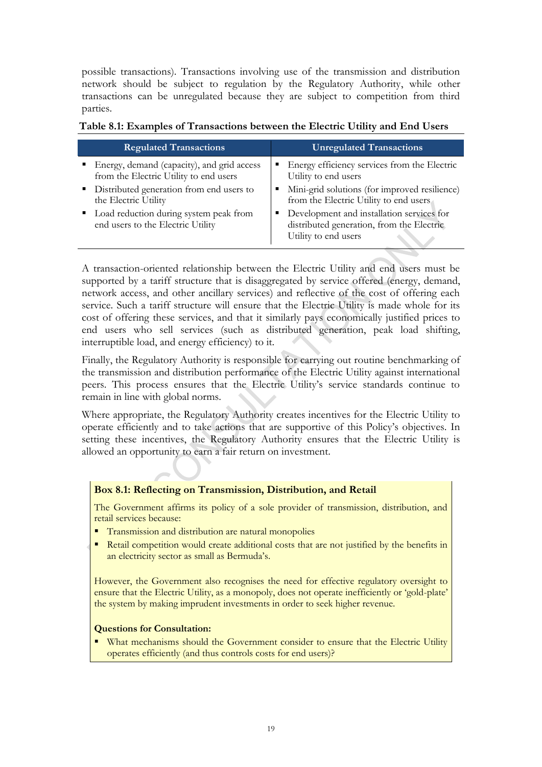possible transactions). Transactions involving use of the transmission and distribution network should be subject to regulation by the Regulatory Authority, while other transactions can be unregulated because they are subject to competition from third parties.

**Table 8.1: Examples of Transactions between the Electric Utility and End Users**

| Regulated Transactions | Unregulated Transactions |
|---|---|
| ▪ Energy, demand (capacity), and grid access from the Electric Utility to end users<br>▪ Distributed generation from end users to the Electric Utility<br>▪ Load reduction during system peak from end users to the Electric Utility | ▪ Energy efficiency services from the Electric Utility to end users<br>▪ Mini-grid solutions (for improved resilience) from the Electric Utility to end users<br>▪ Development and installation services for distributed generation, from the Electric Utility to end users |

A transaction-oriented relationship between the Electric Utility and end users must be supported by a tariff structure that is disaggregated by service offered (energy, demand, network access, and other ancillary services) and reflective of the cost of offering each service. Such a tariff structure will ensure that the Electric Utility is made whole for its cost of offering these services, and that it similarly pays economically justified prices to end users who sell services (such as distributed generation, peak load shifting, interruptible load, and energy efficiency) to it.

Finally, the Regulatory Authority is responsible for carrying out routine benchmarking of the transmission and distribution performance of the Electric Utility against international peers. This process ensures that the Electric Utility's service standards continue to remain in line with global norms.

Where appropriate, the Regulatory Authority creates incentives for the Electric Utility to operate efficiently and to take actions that are supportive of this Policy's objectives. In setting these incentives, the Regulatory Authority ensures that the Electric Utility is allowed an opportunity to earn a fair return on investment.

**Box 8.1: Reflecting on Transmission, Distribution, and Retail**

The Government affirms its policy of a sole provider of transmission, distribution, and retail services because:

- Transmission and distribution are natural monopolies
- Retail competition would create additional costs that are not justified by the benefits in an electricity sector as small as Bermuda's.

However, the Government also recognises the need for effective regulatory oversight to ensure that the Electric Utility, as a monopoly, does not operate inefficiently or 'gold-plate' the system by making imprudent investments in order to seek higher revenue.

**Questions for Consultation:**

- What mechanisms should the Government consider to ensure that the Electric Utility operates efficiently (and thus controls costs for end users)?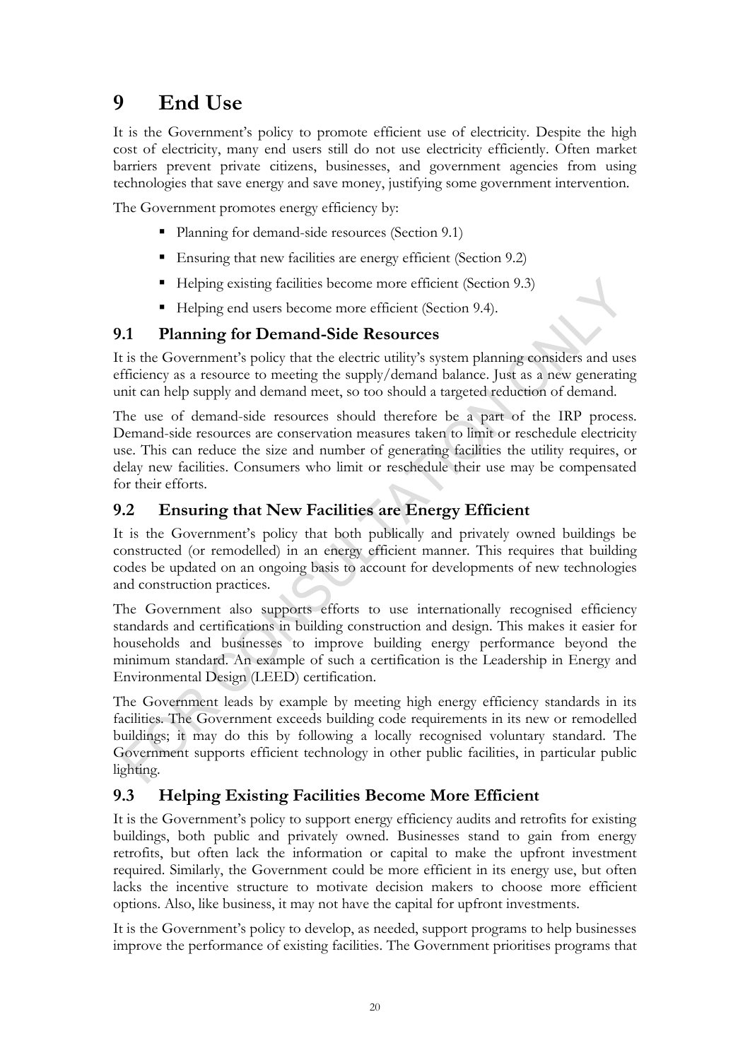# 9 End Use

It is the Government's policy to promote efficient use of electricity. Despite the high cost of electricity, many end users still do not use electricity efficiently. Often market barriers prevent private citizens, businesses, and government agencies from using technologies that save energy and save money, justifying some government intervention.

The Government promotes energy efficiency by:

- Planning for demand-side resources (Section 9.1)
- Ensuring that new facilities are energy efficient (Section 9.2)
- Helping existing facilities become more efficient (Section 9.3)
- Helping end users become more efficient (Section 9.4).

## 9.1 Planning for Demand-Side Resources

It is the Government's policy that the electric utility's system planning considers and uses efficiency as a resource to meeting the supply/demand balance. Just as a new generating unit can help supply and demand meet, so too should a targeted reduction of demand.

The use of demand-side resources should therefore be a part of the IRP process. Demand-side resources are conservation measures taken to limit or reschedule electricity use. This can reduce the size and number of generating facilities the utility requires, or delay new facilities. Consumers who limit or reschedule their use may be compensated for their efforts.

## 9.2 Ensuring that New Facilities are Energy Efficient

It is the Government's policy that both publically and privately owned buildings be constructed (or remodelled) in an energy efficient manner. This requires that building codes be updated on an ongoing basis to account for developments of new technologies and construction practices.

The Government also supports efforts to use internationally recognised efficiency standards and certifications in building construction and design. This makes it easier for households and businesses to improve building energy performance beyond the minimum standard. An example of such a certification is the Leadership in Energy and Environmental Design (LEED) certification.

The Government leads by example by meeting high energy efficiency standards in its facilities. The Government exceeds building code requirements in its new or remodelled buildings; it may do this by following a locally recognised voluntary standard. The Government supports efficient technology in other public facilities, in particular public lighting.

## 9.3 Helping Existing Facilities Become More Efficient

It is the Government's policy to support energy efficiency audits and retrofits for existing buildings, both public and privately owned. Businesses stand to gain from energy retrofits, but often lack the information or capital to make the upfront investment required. Similarly, the Government could be more efficient in its energy use, but often lacks the incentive structure to motivate decision makers to choose more efficient options. Also, like business, it may not have the capital for upfront investments.

It is the Government's policy to develop, as needed, support programs to help businesses improve the performance of existing facilities. The Government prioritises programs that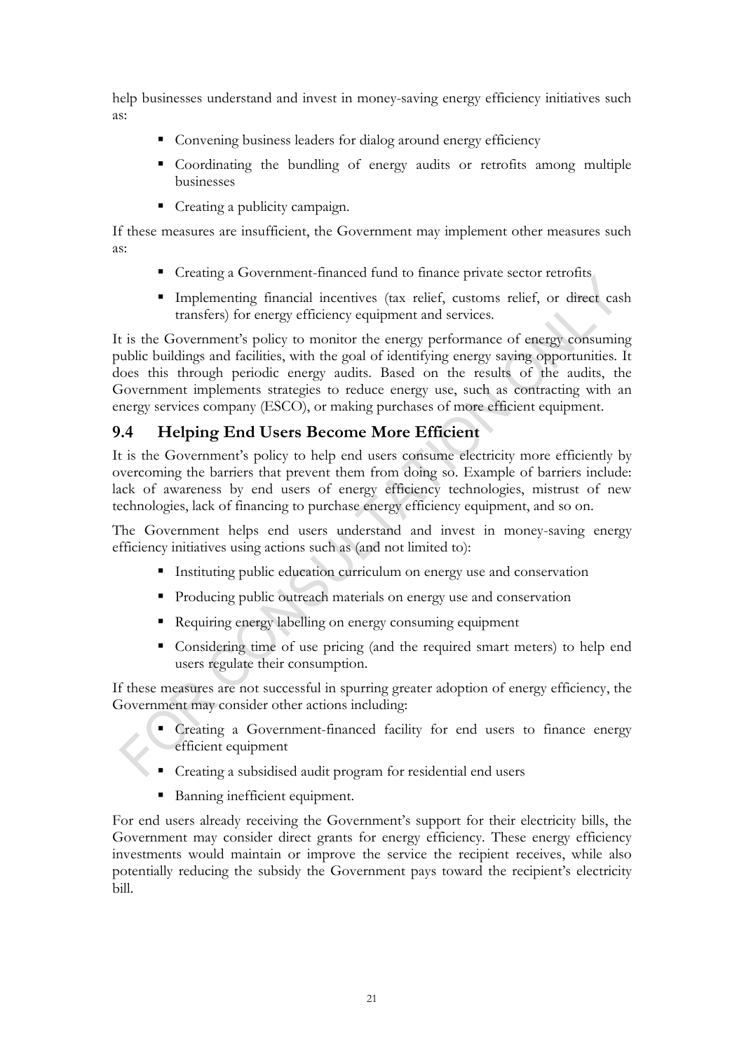help businesses understand and invest in money-saving energy efficiency initiatives such as:

- Convening business leaders for dialog around energy efficiency
- Coordinating the bundling of energy audits or retrofits among multiple businesses
- Creating a publicity campaign.

If these measures are insufficient, the Government may implement other measures such as:

- Creating a Government-financed fund to finance private sector retrofits
- Implementing financial incentives (tax relief, customs relief, or direct cash transfers) for energy efficiency equipment and services.

It is the Government's policy to monitor the energy performance of energy consuming public buildings and facilities, with the goal of identifying energy saving opportunities. It does this through periodic energy audits. Based on the results of the audits, the Government implements strategies to reduce energy use, such as contracting with an energy services company (ESCO), or making purchases of more efficient equipment.

## 9.4 Helping End Users Become More Efficient

It is the Government's policy to help end users consume electricity more efficiently by overcoming the barriers that prevent them from doing so. Example of barriers include: lack of awareness by end users of energy efficiency technologies, mistrust of new technologies, lack of financing to purchase energy efficiency equipment, and so on.

The Government helps end users understand and invest in money-saving energy efficiency initiatives using actions such as (and not limited to):

- Instituting public education curriculum on energy use and conservation
- Producing public outreach materials on energy use and conservation
- Requiring energy labelling on energy consuming equipment
- Considering time of use pricing (and the required smart meters) to help end users regulate their consumption.

If these measures are not successful in spurring greater adoption of energy efficiency, the Government may consider other actions including:

- Creating a Government-financed facility for end users to finance energy efficient equipment
- Creating a subsidised audit program for residential end users
- Banning inefficient equipment.

For end users already receiving the Government's support for their electricity bills, the Government may consider direct grants for energy efficiency. These energy efficiency investments would maintain or improve the service the recipient receives, while also potentially reducing the subsidy the Government pays toward the recipient's electricity bill.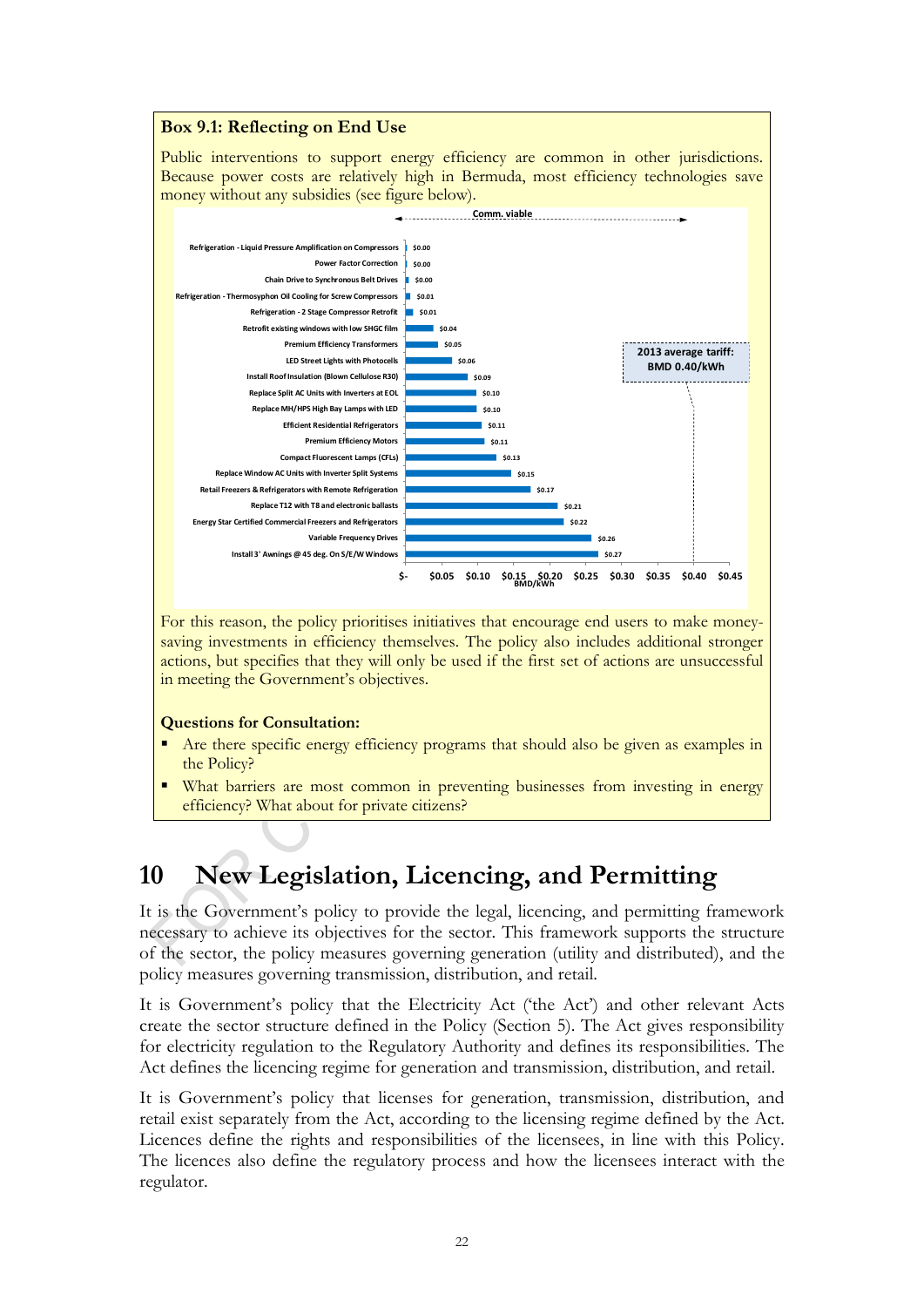**Box 9.1: Reflecting on End Use**

Public interventions to support energy efficiency are common in other jurisdictions. Because power costs are relatively high in Bermuda, most efficiency technologies save money without any subsidies (see figure below).

| Measure | BMD/kWh |
|---|---|
| Refrigeration - Liquid Pressure Amplification on Compressors | $0.00 |
| Power Factor Correction | $0.00 |
| Chain Drive to Synchronous Belt Drives | $0.00 |
| Refrigeration - Thermosyphon Oil Cooling for Screw Compressors | $0.01 |
| Refrigeration - 2 Stage Compressor Retrofit | $0.01 |
| Retrofit existing windows with low SHGC film | $0.04 |
| Premium Efficiency Transformers | $0.05 |
| LED Street Lights with Photocells | $0.06 |
| Install Roof Insulation (Blown Cellulose R30) | $0.09 |
| Replace Split AC Units with Inverters at EOL | $0.10 |
| Replace MH/HPS High Bay Lamps with LED | $0.10 |
| Efficient Residential Refrigerators | $0.11 |
| Premium Efficiency Motors | $0.11 |
| Compact Fluorescent Lamps (CFLs) | $0.13 |
| Replace Window AC Units with Inverter Split Systems | $0.15 |
| Retail Freezers & Refrigerators with Remote Refrigeration | $0.17 |
| Replace T12 with T8 and electronic ballasts | $0.21 |
| Energy Star Certified Commercial Freezers and Refrigerators | $0.22 |
| Variable Frequency Drives | $0.26 |
| Install 3' Awnings @ 45 deg. On S/E/W Windows | $0.27 |

Comm. viable — 2013 average tariff: BMD 0.40/kWh

For this reason, the policy prioritises initiatives that encourage end users to make money-saving investments in efficiency themselves. The policy also includes additional stronger actions, but specifies that they will only be used if the first set of actions are unsuccessful in meeting the Government's objectives.

**Questions for Consultation:**

- Are there specific energy efficiency programs that should also be given as examples in the Policy?
- What barriers are most common in preventing businesses from investing in energy efficiency? What about for private citizens?

# 10 New Legislation, Licencing, and Permitting

It is the Government's policy to provide the legal, licencing, and permitting framework necessary to achieve its objectives for the sector. This framework supports the structure of the sector, the policy measures governing generation (utility and distributed), and the policy measures governing transmission, distribution, and retail.

It is Government's policy that the Electricity Act ('the Act') and other relevant Acts create the sector structure defined in the Policy (Section 5). The Act gives responsibility for electricity regulation to the Regulatory Authority and defines its responsibilities. The Act defines the licencing regime for generation and transmission, distribution, and retail.

It is Government's policy that licenses for generation, transmission, distribution, and retail exist separately from the Act, according to the licensing regime defined by the Act. Licences define the rights and responsibilities of the licensees, in line with this Policy. The licences also define the regulatory process and how the licensees interact with the regulator.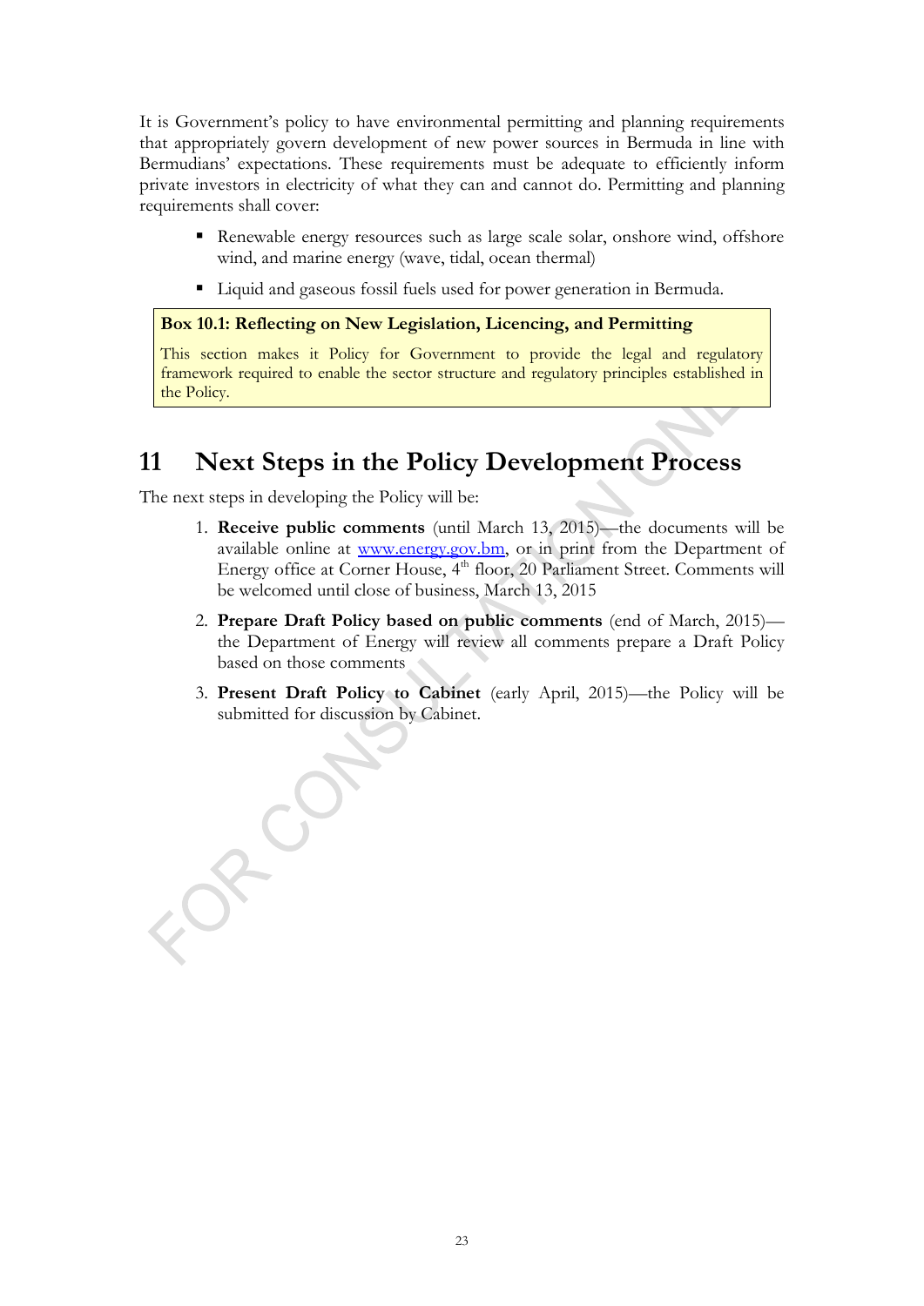It is Government's policy to have environmental permitting and planning requirements that appropriately govern development of new power sources in Bermuda in line with Bermudians' expectations. These requirements must be adequate to efficiently inform private investors in electricity of what they can and cannot do. Permitting and planning requirements shall cover:

- Renewable energy resources such as large scale solar, onshore wind, offshore wind, and marine energy (wave, tidal, ocean thermal)
- Liquid and gaseous fossil fuels used for power generation in Bermuda.

> **Box 10.1: Reflecting on New Legislation, Licencing, and Permitting**
>
> This section makes it Policy for Government to provide the legal and regulatory framework required to enable the sector structure and regulatory principles established in the Policy.

# 11 Next Steps in the Policy Development Process

The next steps in developing the Policy will be:

1. **Receive public comments** (until March 13, 2015)—the documents will be available online at www.energy.gov.bm, or in print from the Department of Energy office at Corner House, 4th floor, 20 Parliament Street. Comments will be welcomed until close of business, March 13, 2015
2. **Prepare Draft Policy based on public comments** (end of March, 2015)—the Department of Energy will review all comments prepare a Draft Policy based on those comments
3. **Present Draft Policy to Cabinet** (early April, 2015)—the Policy will be submitted for discussion by Cabinet.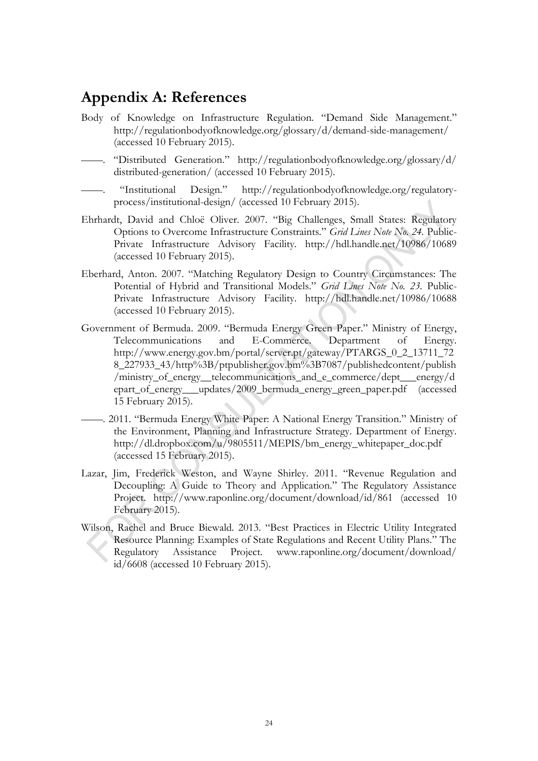## Appendix A: References

Body of Knowledge on Infrastructure Regulation. "Demand Side Management." http://regulationbodyofknowledge.org/glossary/d/demand-side-management/ (accessed 10 February 2015).

——. "Distributed Generation." http://regulationbodyofknowledge.org/glossary/d/distributed-generation/ (accessed 10 February 2015).

——. "Institutional Design." http://regulationbodyofknowledge.org/regulatory-process/institutional-design/ (accessed 10 February 2015).

Ehrhardt, David and Chloë Oliver. 2007. "Big Challenges, Small States: Regulatory Options to Overcome Infrastructure Constraints." *Grid Lines Note No. 24*. Public-Private Infrastructure Advisory Facility. http://hdl.handle.net/10986/10689 (accessed 10 February 2015).

Eberhard, Anton. 2007. "Matching Regulatory Design to Country Circumstances: The Potential of Hybrid and Transitional Models." *Grid Lines Note No. 23*. Public-Private Infrastructure Advisory Facility. http://hdl.handle.net/10986/10688 (accessed 10 February 2015).

Government of Bermuda. 2009. "Bermuda Energy Green Paper." Ministry of Energy, Telecommunications and E-Commerce. Department of Energy. http://www.energy.gov.bm/portal/server.pt/gateway/PTARGS_0_2_13711_728_227933_43/http%3B/ptpublisher.gov.bm%3B7087/publishedcontent/publish/ministry_of_energy__telecommunications_and_e_commerce/dept___energy/depart_of_energy___updates/2009_bermuda_energy_green_paper.pdf (accessed 15 February 2015).

——. 2011. "Bermuda Energy White Paper: A National Energy Transition." Ministry of the Environment, Planning and Infrastructure Strategy. Department of Energy. http://dl.dropbox.com/u/9805511/MEPIS/bm_energy_whitepaper_doc.pdf (accessed 15 February 2015).

Lazar, Jim, Frederick Weston, and Wayne Shirley. 2011. "Revenue Regulation and Decoupling: A Guide to Theory and Application." The Regulatory Assistance Project. http://www.raponline.org/document/download/id/861 (accessed 10 February 2015).

Wilson, Rachel and Bruce Biewald. 2013. "Best Practices in Electric Utility Integrated Resource Planning: Examples of State Regulations and Recent Utility Plans." The Regulatory Assistance Project. www.raponline.org/document/download/id/6608 (accessed 10 February 2015).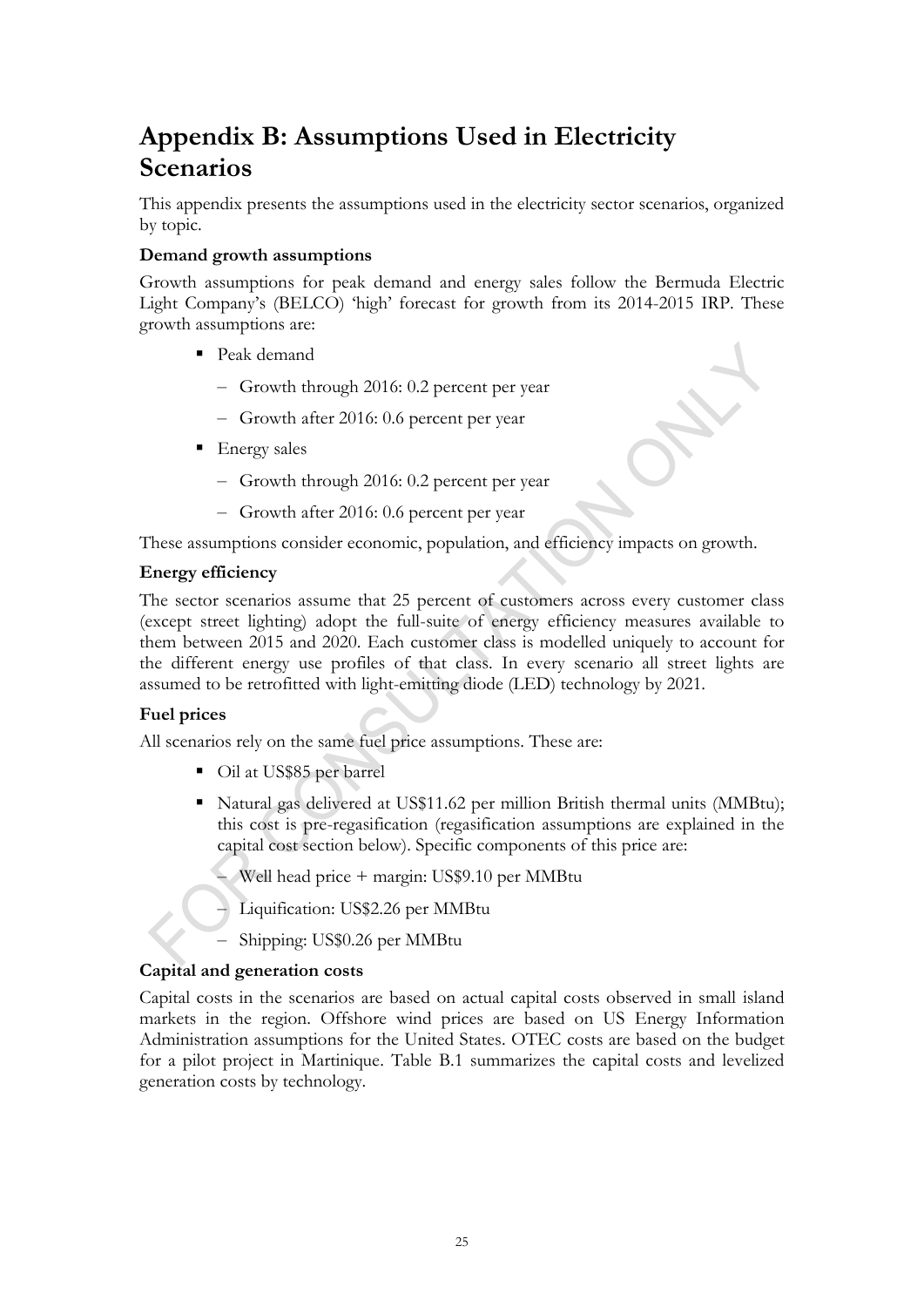# Appendix B: Assumptions Used in Electricity Scenarios

This appendix presents the assumptions used in the electricity sector scenarios, organized by topic.

**Demand growth assumptions**

Growth assumptions for peak demand and energy sales follow the Bermuda Electric Light Company's (BELCO) 'high' forecast for growth from its 2014-2015 IRP. These growth assumptions are:

- Peak demand
  - Growth through 2016: 0.2 percent per year
  - Growth after 2016: 0.6 percent per year
- Energy sales
  - Growth through 2016: 0.2 percent per year
  - Growth after 2016: 0.6 percent per year

These assumptions consider economic, population, and efficiency impacts on growth.

**Energy efficiency**

The sector scenarios assume that 25 percent of customers across every customer class (except street lighting) adopt the full-suite of energy efficiency measures available to them between 2015 and 2020. Each customer class is modelled uniquely to account for the different energy use profiles of that class. In every scenario all street lights are assumed to be retrofitted with light-emitting diode (LED) technology by 2021.

**Fuel prices**

All scenarios rely on the same fuel price assumptions. These are:

- Oil at US$85 per barrel
- Natural gas delivered at US$11.62 per million British thermal units (MMBtu); this cost is pre-regasification (regasification assumptions are explained in the capital cost section below). Specific components of this price are:
  - Well head price + margin: US$9.10 per MMBtu
  - Liquification: US$2.26 per MMBtu
  - Shipping: US$0.26 per MMBtu

**Capital and generation costs**

Capital costs in the scenarios are based on actual capital costs observed in small island markets in the region. Offshore wind prices are based on US Energy Information Administration assumptions for the United States. OTEC costs are based on the budget for a pilot project in Martinique. Table B.1 summarizes the capital costs and levelized generation costs by technology.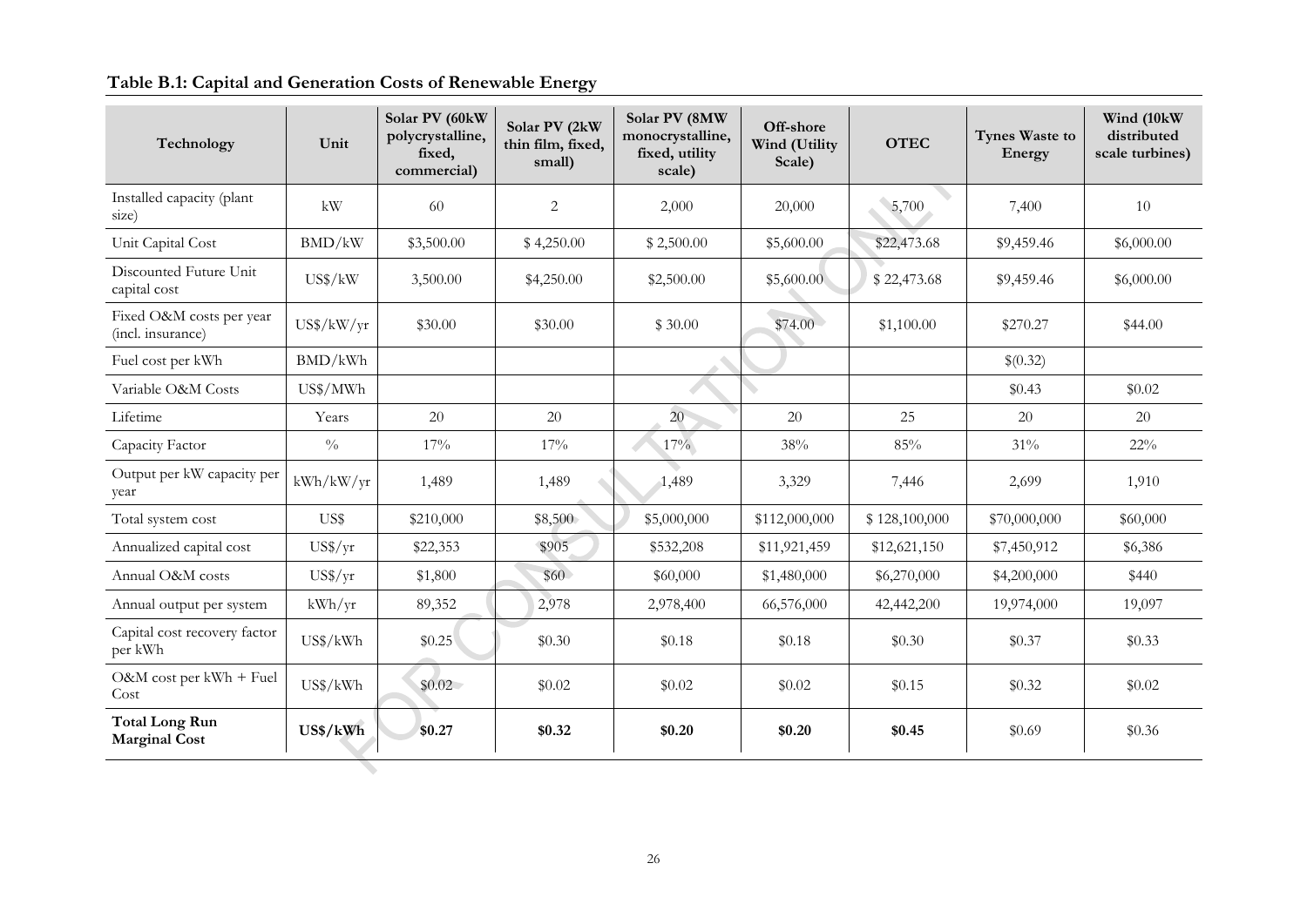**Table B.1: Capital and Generation Costs of Renewable Energy**

| Technology | Unit | Solar PV (60kW polycrystalline, fixed, commercial) | Solar PV (2kW thin film, fixed, small) | Solar PV (8MW monocrystalline, fixed, utility scale) | Off-shore Wind (Utility Scale) | OTEC | Tynes Waste to Energy | Wind (10kW distributed scale turbines) |
|---|---|---|---|---|---|---|---|---|
| Installed capacity (plant size) | kW | 60 | 2 | 2,000 | 20,000 | 5,700 | 7,400 | 10 |
| Unit Capital Cost | BMD/kW | $3,500.00 | $ 4,250.00 | $ 2,500.00 | $5,600.00 | $22,473.68 | $9,459.46 | $6,000.00 |
| Discounted Future Unit capital cost | US$/kW | 3,500.00 | $4,250.00 | $2,500.00 | $5,600.00 | $ 22,473.68 | $9,459.46 | $6,000.00 |
| Fixed O&M costs per year (incl. insurance) | US$/kW/yr | $30.00 | $30.00 | $ 30.00 | $74.00 | $1,100.00 | $270.27 | $44.00 |
| Fuel cost per kWh | BMD/kWh | | | | | | $(0.32) | |
| Variable O&M Costs | US$/MWh | | | | | | $0.43 | $0.02 |
| Lifetime | Years | 20 | 20 | 20 | 20 | 25 | 20 | 20 |
| Capacity Factor | % | 17% | 17% | 17% | 38% | 85% | 31% | 22% |
| Output per kW capacity per year | kWh/kW/yr | 1,489 | 1,489 | 1,489 | 3,329 | 7,446 | 2,699 | 1,910 |
| Total system cost | US$ | $210,000 | $8,500 | $5,000,000 | $112,000,000 | $ 128,100,000 | $70,000,000 | $60,000 |
| Annualized capital cost | US$/yr | $22,353 | $905 | $532,208 | $11,921,459 | $12,621,150 | $7,450,912 | $6,386 |
| Annual O&M costs | US$/yr | $1,800 | $60 | $60,000 | $1,480,000 | $6,270,000 | $4,200,000 | $440 |
| Annual output per system | kWh/yr | 89,352 | 2,978 | 2,978,400 | 66,576,000 | 42,442,200 | 19,974,000 | 19,097 |
| Capital cost recovery factor per kWh | US$/kWh | $0.25 | $0.30 | $0.18 | $0.18 | $0.30 | $0.37 | $0.33 |
| O&M cost per kWh + Fuel Cost | US$/kWh | $0.02 | $0.02 | $0.02 | $0.02 | $0.15 | $0.32 | $0.02 |
| **Total Long Run Marginal Cost** | **US$/kWh** | **$0.27** | **$0.32** | **$0.20** | **$0.20** | **$0.45** | $0.69 | $0.36 |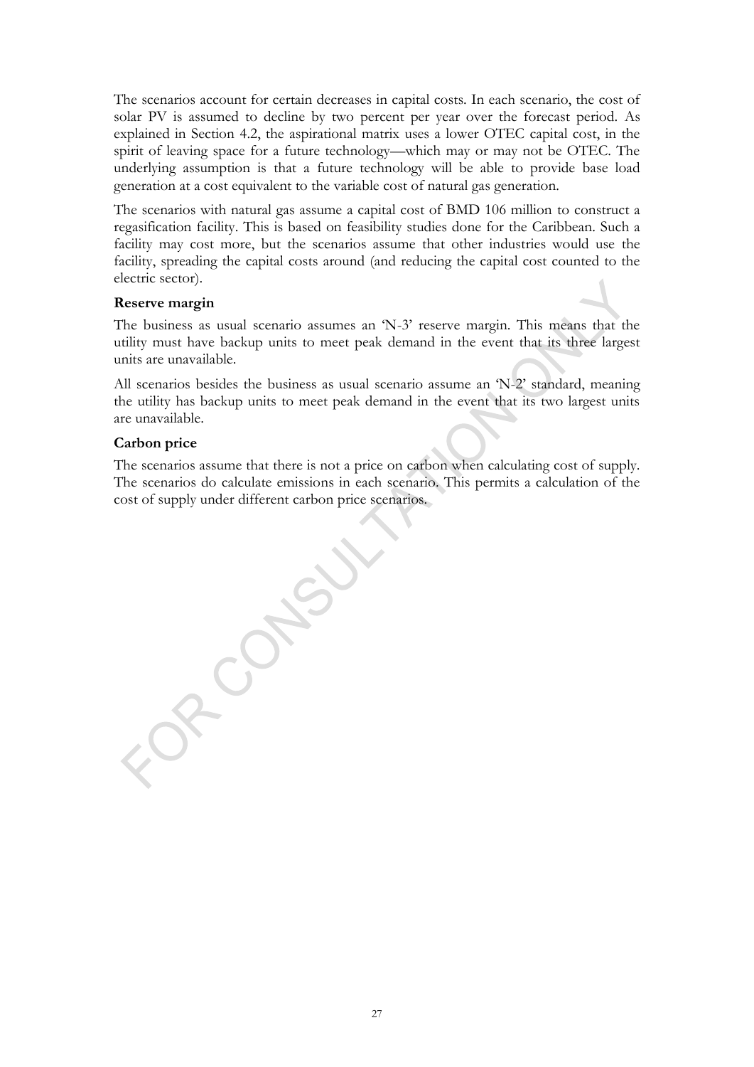The scenarios account for certain decreases in capital costs. In each scenario, the cost of solar PV is assumed to decline by two percent per year over the forecast period. As explained in Section 4.2, the aspirational matrix uses a lower OTEC capital cost, in the spirit of leaving space for a future technology—which may or may not be OTEC. The underlying assumption is that a future technology will be able to provide base load generation at a cost equivalent to the variable cost of natural gas generation.

The scenarios with natural gas assume a capital cost of BMD 106 million to construct a regasification facility. This is based on feasibility studies done for the Caribbean. Such a facility may cost more, but the scenarios assume that other industries would use the facility, spreading the capital costs around (and reducing the capital cost counted to the electric sector).

**Reserve margin**

The business as usual scenario assumes an 'N-3' reserve margin. This means that the utility must have backup units to meet peak demand in the event that its three largest units are unavailable.

All scenarios besides the business as usual scenario assume an 'N-2' standard, meaning the utility has backup units to meet peak demand in the event that its two largest units are unavailable.

**Carbon price**

The scenarios assume that there is not a price on carbon when calculating cost of supply. The scenarios do calculate emissions in each scenario. This permits a calculation of the cost of supply under different carbon price scenarios.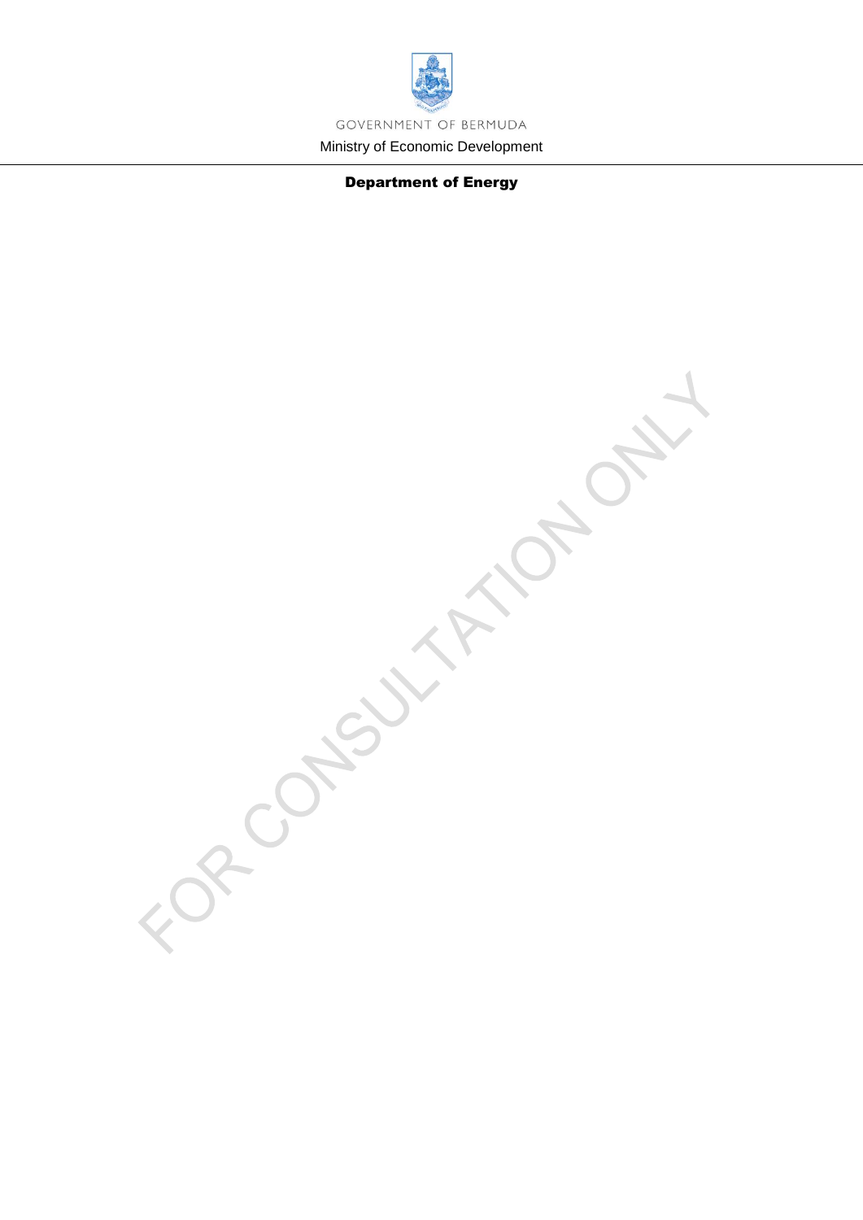GOVERNMENT OF BERMUDA

Ministry of Economic Development

**Department of Energy**

FOR CONSULTATION ONLY